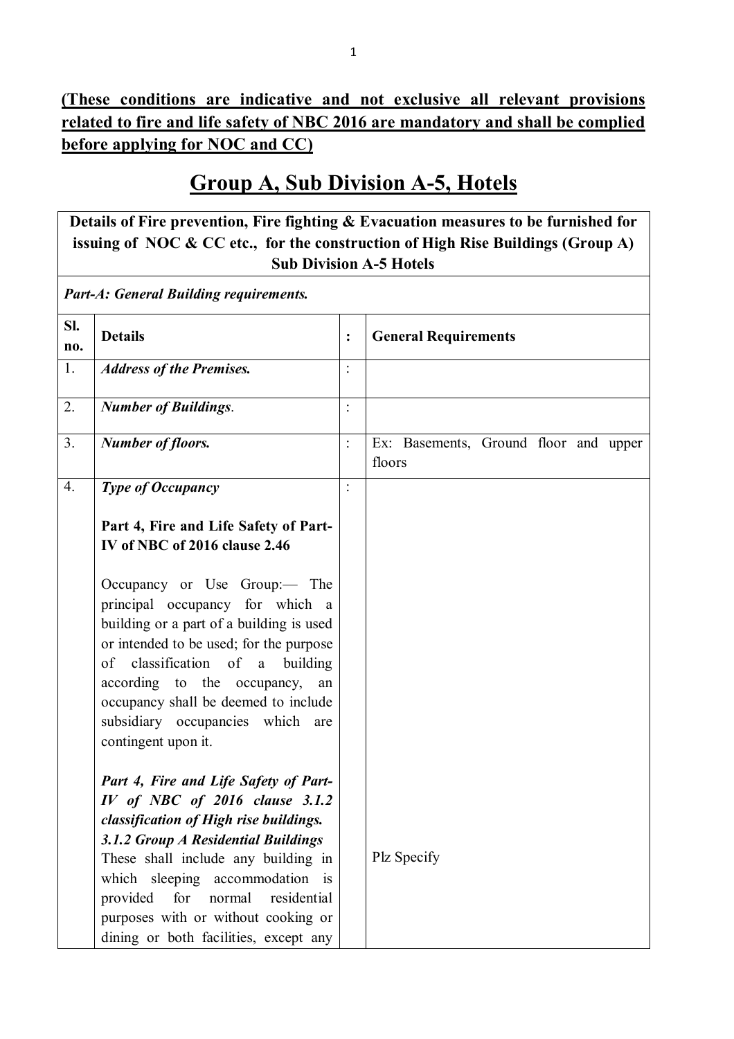**(These conditions are indicative and not exclusive all relevant provisions related to fire and life safety of NBC 2016 are mandatory and shall be complied before applying for NOC and CC)**

# Group A, Sub Division A-5, Hotels

**Details of Fire prevention, Fire fighting & Evacuation measures to be furnished for issuing of NOC & CC etc., for the construction of High Rise Buildings (Group A) Sub Division A-5 Hotels**

***Part-A: General Building requirements.***

| Sl. no. | Details | : | General Requirements |
|---|---|---|---|
| 1. | ***Address of the Premises.*** | : | |
| 2. | ***Number of Buildings*.** | : | |
| 3. | ***Number of floors.*** | : | Ex: Basements, Ground floor and upper floors |
| 4. | ***Type of Occupancy*** <br><br> **Part 4, Fire and Life Safety of Part-IV of NBC of 2016 clause 2.46** <br><br> Occupancy or Use Group:— The principal occupancy for which a building or a part of a building is used or intended to be used; for the purpose of classification of a building according to the occupancy, an occupancy shall be deemed to include subsidiary occupancies which are contingent upon it. <br><br> ***Part 4, Fire and Life Safety of Part-IV of NBC of 2016 clause 3.1.2 classification of High rise buildings.*** <br> ***3.1.2 Group A Residential Buildings*** <br> These shall include any building in which sleeping accommodation is provided for normal residential purposes with or without cooking or dining or both facilities, except any | : | Plz Specify |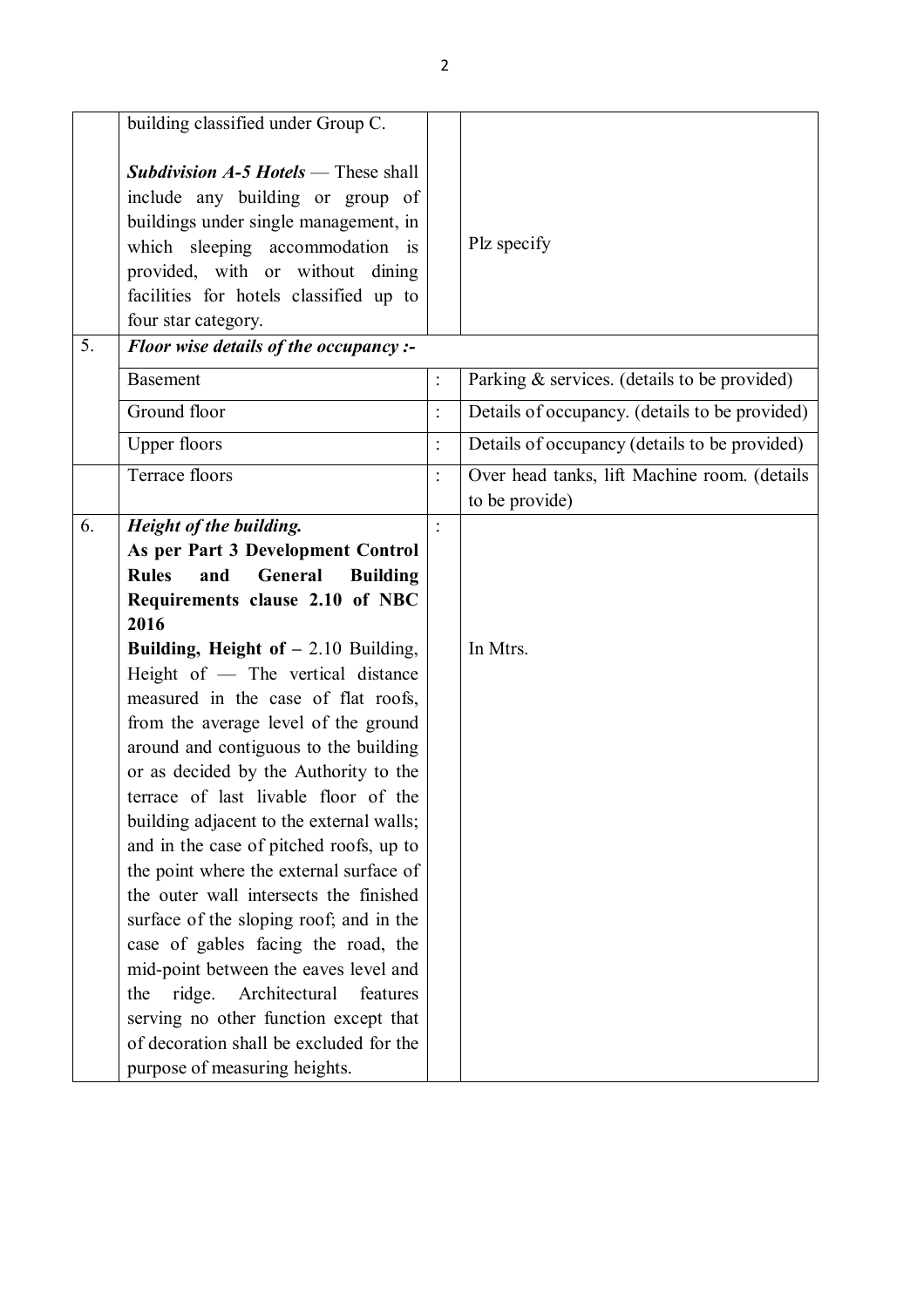| | | | |
|---|---|---|---|
| | building classified under Group C.<br><br>***Subdivision A-5 Hotels*** — These shall include any building or group of buildings under single management, in which sleeping accommodation is provided, with or without dining facilities for hotels classified up to four star category. | | Plz specify |
| 5. | ***Floor wise details of the occupancy :-*** | | |
| | Basement | : | Parking & services. (details to be provided) |
| | Ground floor | : | Details of occupancy. (details to be provided) |
| | Upper floors | : | Details of occupancy (details to be provided) |
| | Terrace floors | : | Over head tanks, lift Machine room. (details to be provide) |
| 6. | ***Height of the building.***<br>**As per Part 3 Development Control Rules and General Building Requirements clause 2.10 of NBC 2016**<br>**Building, Height of –** 2.10 Building, Height of — The vertical distance measured in the case of flat roofs, from the average level of the ground around and contiguous to the building or as decided by the Authority to the terrace of last livable floor of the building adjacent to the external walls; and in the case of pitched roofs, up to the point where the external surface of the outer wall intersects the finished surface of the sloping roof; and in the case of gables facing the road, the mid-point between the eaves level and the ridge. Architectural features serving no other function except that of decoration shall be excluded for the purpose of measuring heights. | : | In Mtrs. |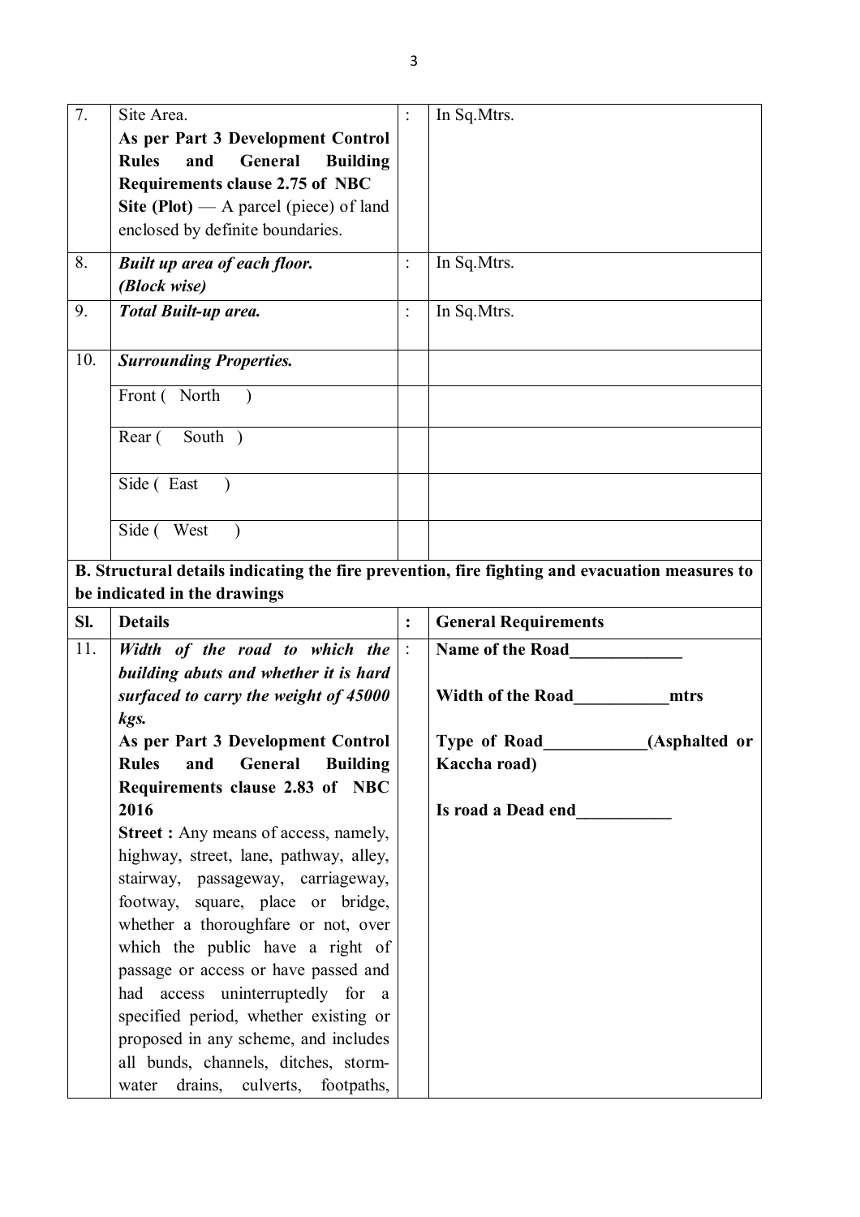| 7. | Site Area.<br>**As per Part 3 Development Control Rules and General Building Requirements clause 2.75 of NBC**<br>**Site (Plot)** — A parcel (piece) of land enclosed by definite boundaries. | : | In Sq.Mtrs. |
|---|---|---|---|
| 8. | ***Built up area of each floor.***<br>***(Block wise)*** | : | In Sq.Mtrs. |
| 9. | ***Total Built-up area.*** | : | In Sq.Mtrs. |
| 10. | ***Surrounding Properties.*** | | |
| | Front ( North ) | | |
| | Rear ( South ) | | |
| | Side ( East ) | | |
| | Side ( West ) | | |

**B. Structural details indicating the fire prevention, fire fighting and evacuation measures to be indicated in the drawings**

| Sl. | Details | : | General Requirements |
|---|---|---|---|
| 11. | ***Width of the road to which the building abuts and whether it is hard surfaced to carry the weight of 45000 kgs.***<br>**As per Part 3 Development Control Rules and General Building Requirements clause 2.83 of NBC 2016**<br>**Street :** Any means of access, namely, highway, street, lane, pathway, alley, stairway, passageway, carriageway, footway, square, place or bridge, whether a thoroughfare or not, over which the public have a right of passage or access or have passed and had access uninterruptedly for a specified period, whether existing or proposed in any scheme, and includes all bunds, channels, ditches, storm-water drains, culverts, footpaths, | : | **Name of the Road\_\_\_\_\_\_\_\_\_\_\_\_\_**<br><br>**Width of the Road\_\_\_\_\_\_\_\_\_\_\_mtrs**<br><br>**Type of Road\_\_\_\_\_\_\_\_\_\_\_\_(Asphalted or Kaccha road)**<br><br>**Is road a Dead end\_\_\_\_\_\_\_\_\_\_\_** |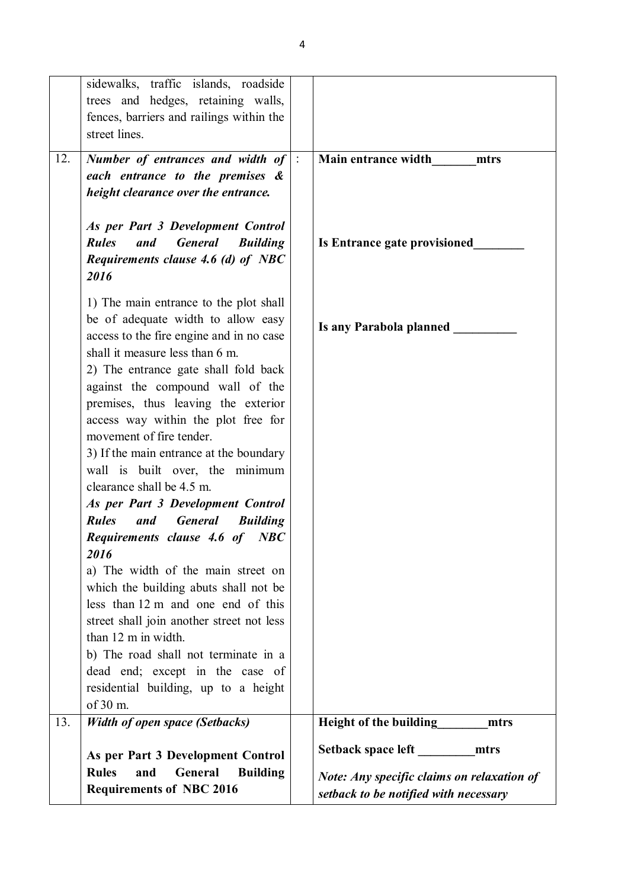| | | | |
|---|---|---|---|
| | sidewalks, traffic islands, roadside trees and hedges, retaining walls, fences, barriers and railings within the street lines. | | |
| 12. | ***Number of entrances and width of each entrance to the premises & height clearance over the entrance.***<br><br>***As per Part 3 Development Control Rules and General Building Requirements clause 4.6 (d) of NBC 2016***<br><br>1) The main entrance to the plot shall be of adequate width to allow easy access to the fire engine and in no case shall it measure less than 6 m.<br>2) The entrance gate shall fold back against the compound wall of the premises, thus leaving the exterior access way within the plot free for movement of fire tender.<br>3) If the main entrance at the boundary wall is built over, the minimum clearance shall be 4.5 m.<br>***As per Part 3 Development Control Rules and General Building Requirements clause 4.6 of NBC 2016***<br>a) The width of the main street on which the building abuts shall not be less than 12 m and one end of this street shall join another street not less than 12 m in width.<br>b) The road shall not terminate in a dead end; except in the case of residential building, up to a height of 30 m. | : | **Main entrance width_______mtrs**<br><br>**Is Entrance gate provisioned________**<br><br>**Is any Parabola planned __________** |
| 13. | ***Width of open space (Setbacks)***<br><br>**As per Part 3 Development Control Rules and General Building Requirements of NBC 2016** | | **Height of the building________mtrs**<br><br>**Setback space left _________mtrs**<br><br>***Note: Any specific claims on relaxation of setback to be notified with necessary*** |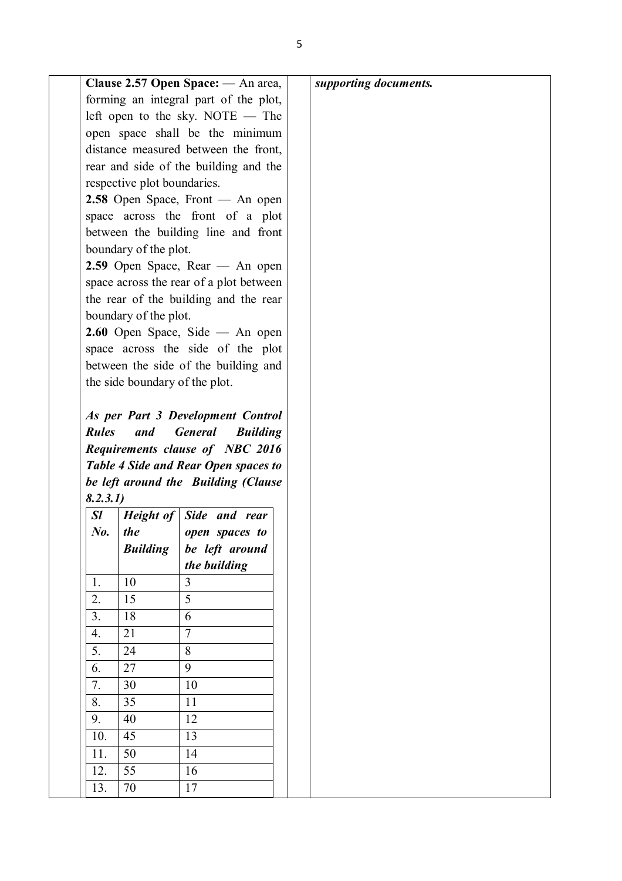**Clause 2.57 Open Space:** — An area, forming an integral part of the plot, left open to the sky. NOTE — The open space shall be the minimum distance measured between the front, rear and side of the building and the respective plot boundaries.

**2.58** Open Space, Front — An open space across the front of a plot between the building line and front boundary of the plot.

**2.59** Open Space, Rear — An open space across the rear of a plot between the rear of the building and the rear boundary of the plot.

**2.60** Open Space, Side — An open space across the side of the plot between the side of the building and the side boundary of the plot.

***As per Part 3 Development Control Rules and General Building Requirements clause of NBC 2016 Table 4 Side and Rear Open spaces to be left around the Building (Clause 8.2.3.1)***

| *Sl No.* | *Height of the Building* | *Side and rear open spaces to be left around the building* |
|---|---|---|
| 1. | 10 | 3 |
| 2. | 15 | 5 |
| 3. | 18 | 6 |
| 4. | 21 | 7 |
| 5. | 24 | 8 |
| 6. | 27 | 9 |
| 7. | 30 | 10 |
| 8. | 35 | 11 |
| 9. | 40 | 12 |
| 10. | 45 | 13 |
| 11. | 50 | 14 |
| 12. | 55 | 16 |
| 13. | 70 | 17 |

***supporting documents.***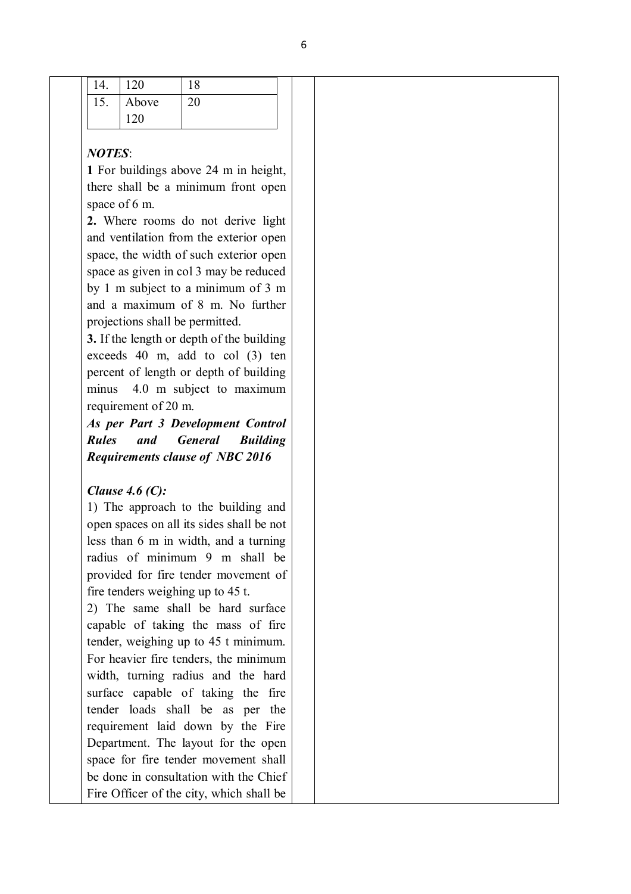| 14. | 120 | 18 |
|---|---|---|
| 15. | Above 120 | 20 |

***NOTES***:

**1** For buildings above 24 m in height, there shall a minimum front open space of 6 m.

**2.** Where rooms do not derive light and ventilation from the exterior open space, the width of such exterior open space as given in col 3 may be reduced by 1 m subject to a minimum of 3 m and a maximum of 8 m. No further projections shall be permitted.

**3.** If the length or depth of the building exceeds 40 m, add to col (3) ten percent of length or depth of building minus 4.0 m subject to maximum requirement of 20 m.

***As per Part 3 Development Control Rules and General Building Requirements clause of NBC 2016***

***Clause 4.6 (C):***

1) The approach to the building and open spaces on all its sides shall be not less than 6 m in width, and a turning radius of minimum 9 m shall be provided for fire tender movement of fire tenders weighing up to 45 t.

2) The same shall be hard surface capable of taking the mass of fire tender, weighing up to 45 t minimum. For heavier fire tenders, the minimum width, turning radius and the hard surface capable of taking the fire tender loads shall be as per the requirement laid down by the Fire Department. The layout for the open space for fire tender movement shall be done in consultation with the Chief Fire Officer of the city, which shall be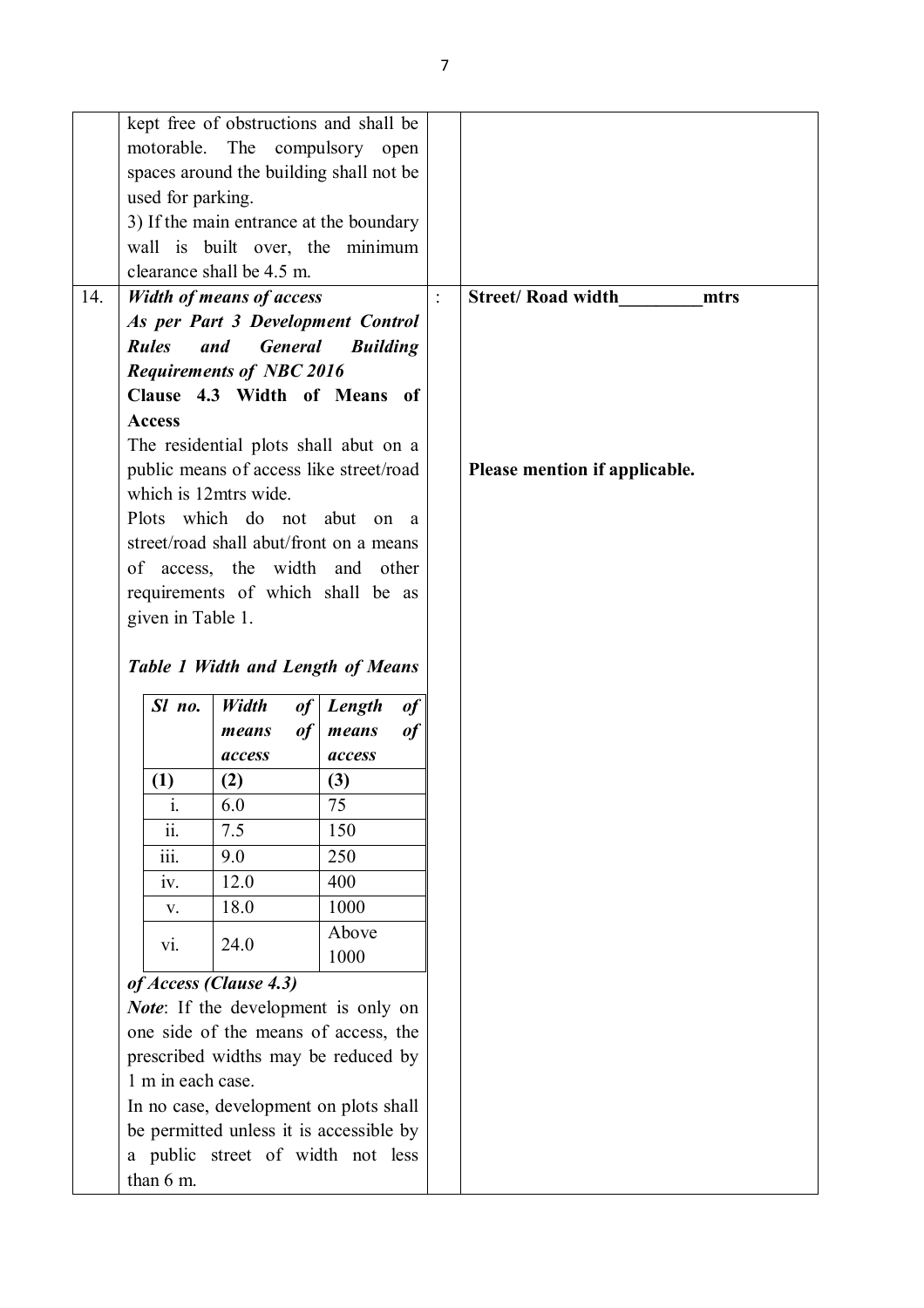| | | | |
|---|---|---|---|
| | kept free of obstructions and shall be motorable. The compulsory open spaces around the building shall not be used for parking.<br>3) If the main entrance at the boundary wall is built over, the minimum clearance shall be 4.5 m. | | |
| 14. | ***Width of means of access***<br>***As per Part 3 Development Control Rules and General Building Requirements of NBC 2016***<br>**Clause 4.3 Width of Means of Access**<br>The residential plots shall abut on a public means of access like street/road which is 12mtrs wide.<br>Plots which do not abut on a street/road shall abut/front on a means of access, the width and other requirements of which shall be as given in Table 1.<br><br>***Table 1 Width and Length of Means of Access (Clause 4.3)***<br><br>*Sl no.* / *Width of means of access* / *Length of means of access*<br>(1) / (2) / (3)<br>i. / 6.0 / 75<br>ii. / 7.5 / 150<br>iii. / 9.0 / 250<br>iv. / 12.0 / 400<br>v. / 18.0 / 1000<br>vi. / 24.0 / Above 1000<br><br>***Note***: If the development is only on one side of the means of access, the prescribed widths may be reduced by 1 m in each case.<br>In no case, development on plots shall be permitted unless it is accessible by a public street of width not less than 6 m. | : | **Street/ Road width_________mtrs**<br><br>**Please mention if applicable.** |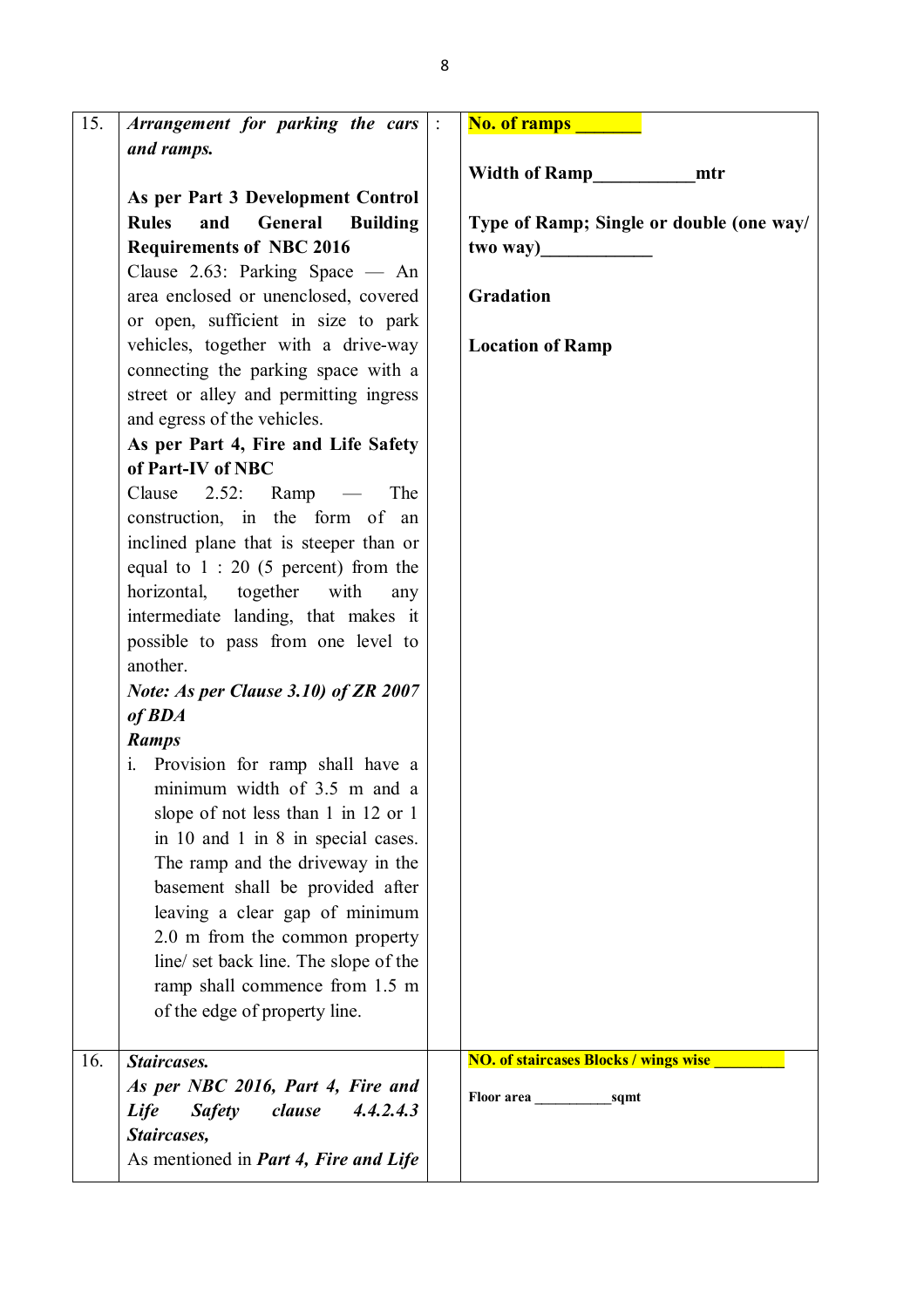| | | | |
|---|---|---|---|
| 15. | ***Arrangement for parking the cars and ramps.***<br><br>**As per Part 3 Development Control Rules and General Building Requirements of NBC 2016**<br>Clause 2.63: Parking Space — An area enclosed or unenclosed, covered or open, sufficient in size to park vehicles, together with a drive-way connecting the parking space with a street or alley and permitting ingress and egress of the vehicles.<br>**As per Part 4, Fire and Life Safety of Part-IV of NBC**<br>Clause 2.52: Ramp — The construction, in the form of an inclined plane that is steeper than or equal to 1 : 20 (5 percent) from the horizontal, together with any intermediate landing, that makes it possible to pass from one level to another.<br>***Note: As per Clause 3.10) of ZR 2007 of BDA***<br>***Ramps***<br>i. Provision for ramp shall have a minimum width of 3.5 m and a slope of not less than 1 in 12 or 1 in 10 and 1 in 8 in special cases. The ramp and the driveway in the basement shall be provided after leaving a clear gap of minimum 2.0 m from the common property line/ set back line. The slope of the ramp shall commence from 1.5 m of the edge of property line. | : | **No. of ramps _______**<br><br>**Width of Ramp___________mtr**<br><br>**Type of Ramp; Single or double (one way/ two way)____________**<br><br>**Gradation**<br><br>**Location of Ramp** |
| 16. | ***Staircases.***<br>***As per NBC 2016, Part 4, Fire and Life Safety clause 4.4.2.4.3 Staircases,***<br>As mentioned in ***Part 4, Fire and Life*** | | **NO. of staircases Blocks / wings wise ________**<br><br>**Floor area __________sqmt** |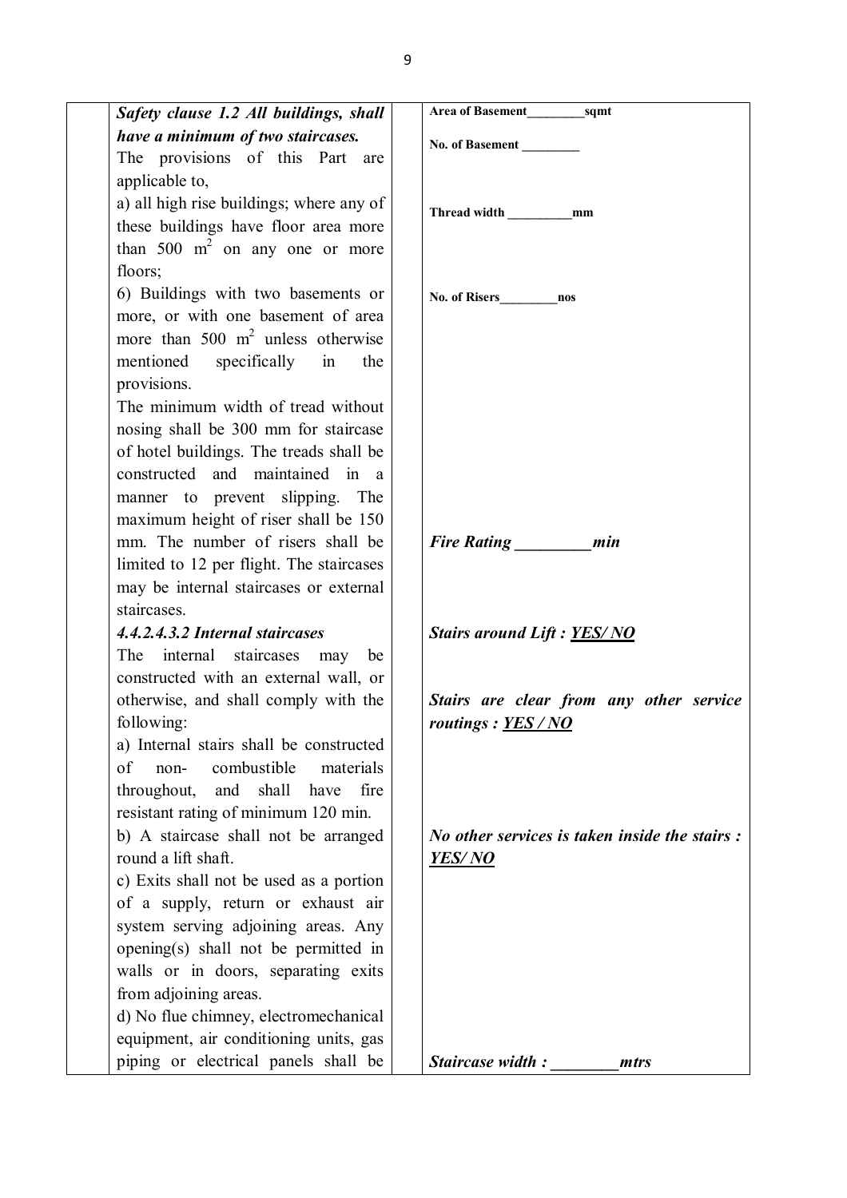| | | | |
|---|---|---|---|
| | ***Safety clause 1.2 All buildings, shall have a minimum of two staircases.*** The provisions of this Part are applicable to, a) all high rise buildings; where any of these buildings have floor area more than 500 m$^2$ on any one or more floors; 6) Buildings with two basements or more, or with one basement of area more than 500 m$^2$ unless otherwise mentioned specifically in the provisions. The minimum width of tread without nosing shall be 300 mm for staircase of hotel buildings. The treads shall be constructed and maintained in a manner to prevent slipping. The maximum height of riser shall be 150 mm. The number of risers shall be limited to 12 per flight. The staircases may be internal staircases or external staircases. ***4.4.2.4.3.2 Internal staircases*** The internal staircases may be constructed with an external wall, or otherwise, and shall comply with the following: a) Internal stairs shall be constructed of non- combustible materials throughout, and shall have fire resistant rating of minimum 120 min. b) A staircase shall not be arranged round a lift shaft. c) Exits shall not be used as a portion of a supply, return or exhaust air system serving adjoining areas. Any opening(s) shall not be permitted in walls or in doors, separating exits from adjoining areas. d) No flue chimney, electromechanical equipment, air conditioning units, gas piping or electrical panels shall be | | **Area of Basement\_\_\_\_\_\_\_\_\_sqmt** **No. of Basement \_\_\_\_\_\_\_\_\_** **Thread width \_\_\_\_\_\_\_\_\_\_mm** **No. of Risers\_\_\_\_\_\_\_\_\_nos** ***Fire Rating \_\_\_\_\_\_\_\_\_\_min*** ***Stairs around Lift : YES/ NO*** ***Stairs are clear from any other service routings : YES / NO*** ***No other services is taken inside the stairs : YES/ NO*** ***Staircase width : \_\_\_\_\_\_\_\_\_mtrs*** |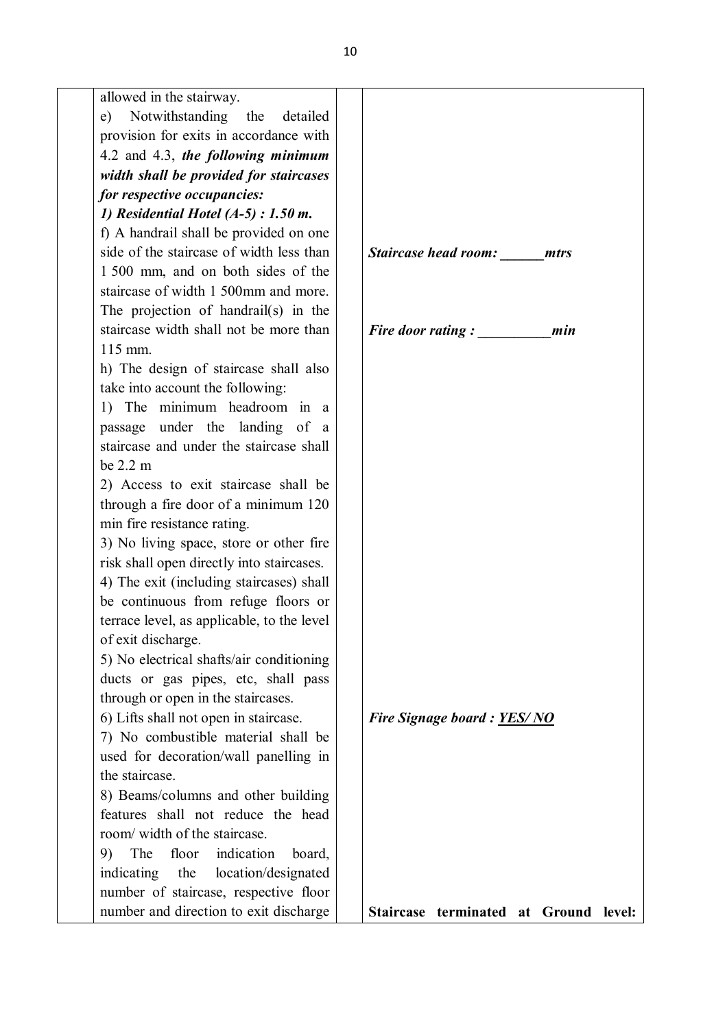|  | allowed in the stairway.<br>e) Notwithstanding the detailed provision for exits in accordance with 4.2 and 4.3, ***the following minimum width shall be provided for staircases for respective occupancies:***<br>***1) Residential Hotel (A-5) : 1.50 m.***<br>f) A handrail shall be provided on one side of the staircase of width less than 1 500 mm, and on both sides of the staircase of width 1 500mm and more. The projection of handrail(s) in the staircase width shall not be more than 115 mm.<br>h) The design of staircase shall also take into account the following:<br>1) The minimum headroom in a passage under the landing of a staircase and under the staircase shall be 2.2 m<br>2) Access to exit staircase shall be through a fire door of a minimum 120 min fire resistance rating.<br>3) No living space, store or other fire risk shall open directly into staircases.<br>4) The exit (including staircases) shall be continuous from refuge floors or terrace level, as applicable, to the level of exit discharge.<br>5) No electrical shafts/air conditioning ducts or gas pipes, etc, shall pass through or open in the staircases.<br>6) Lifts shall not open in staircase.<br>7) No combustible material shall be used for decoration/wall panelling in the staircase.<br>8) Beams/columns and other building features shall not reduce the head room/ width of the staircase.<br>9) The floor indication board, indicating the location/designated number of staircase, respective floor number and direction to exit discharge |  | ***Staircase head room: ______mtrs***<br><br>***Fire door rating : __________min***<br><br>***Fire Signage board : YES/ NO***<br><br>**Staircase terminated at Ground level:** |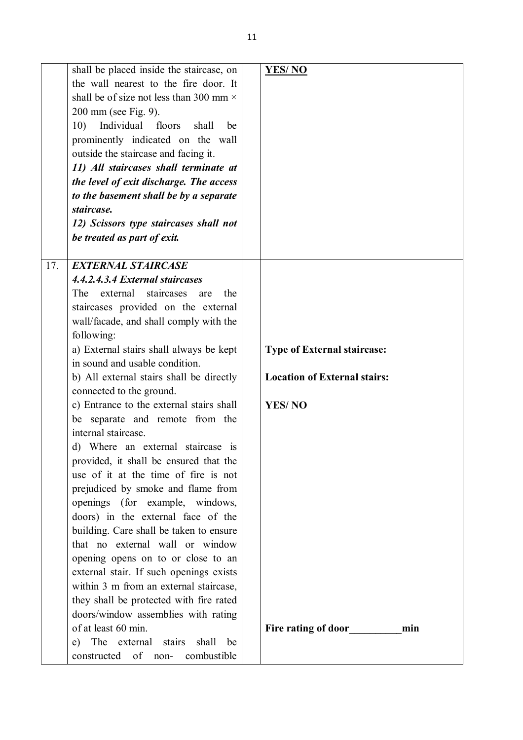| | | | |
|---|---|---|---|
| | shall be placed inside the staircase, on the wall nearest to the fire door. It shall be of size not less than 300 mm × 200 mm (see Fig. 9).<br>10) Individual floors shall be prominently indicated on the wall outside the staircase and facing it.<br>***11) All staircases shall terminate at the level of exit discharge. The access to the basement shall be by a separate staircase.***<br>***12) Scissors type staircases shall not be treated as part of exit.*** | | **YES/ NO** |
| 17. | ***EXTERNAL STAIRCASE***<br>***4.4.2.4.3.4 External staircases***<br>The external staircases are the staircases provided on the external wall/facade, and shall comply with the following:<br>a) External stairs shall always be kept in sound and usable condition.<br>b) All external stairs shall be directly connected to the ground.<br>c) Entrance to the external stairs shall be separate and remote from the internal staircase.<br>d) Where an external staircase is provided, it shall be ensured that the use of it at the time of fire is not prejudiced by smoke and flame from openings (for example, windows, doors) in the external face of the building. Care shall be taken to ensure that no external wall or window opening opens on to or close to an external stair. If such openings exists within 3 m from an external staircase, they shall be protected with fire rated doors/window assemblies with rating of at least 60 min.<br>e) The external stairs shall be constructed of non- combustible | | **Type of External staircase:**<br><br>**Location of External stairs:**<br><br>**YES/ NO**<br><br>**Fire rating of door__________min** |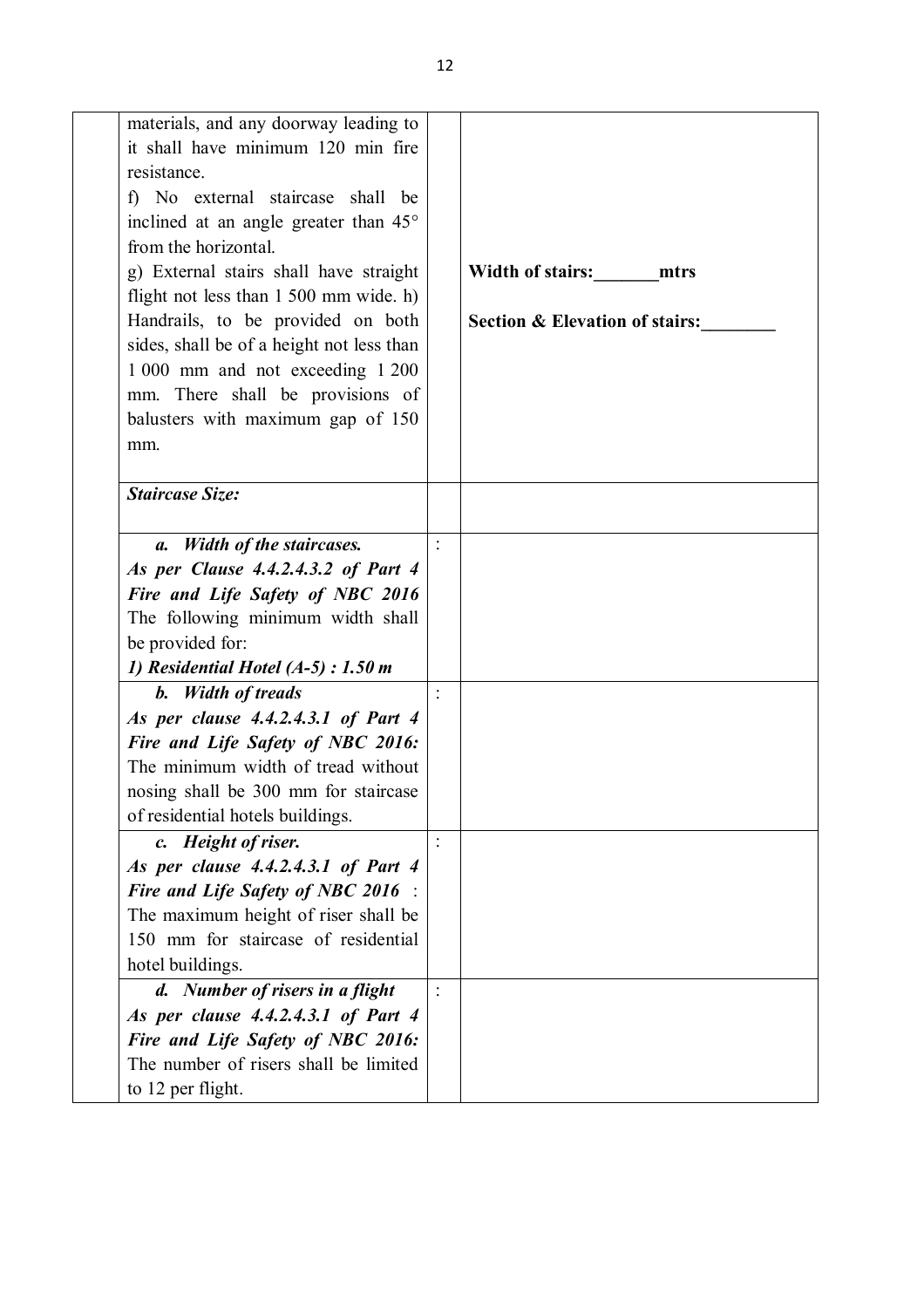| | | | |
|---|---|---|---|
| | materials, and any doorway leading to it shall have minimum 120 min fire resistance.<br>f) No external staircase shall be inclined at an angle greater than 45° from the horizontal.<br>g) External stairs shall have straight flight not less than 1 500 mm wide. h) Handrails, to be provided on both sides, shall be of a height not less than 1 000 mm and not exceeding 1 200 mm. There shall be provisions of balusters with maximum gap of 150 mm. | | **Width of stairs:_______mtrs**<br><br>**Section & Elevation of stairs:________** |
| | ***Staircase Size:*** | | |
| | ***a. Width of the staircases.***<br>***As per Clause 4.4.2.4.3.2 of Part 4 Fire and Life Safety of NBC 2016***<br>The following minimum width shall be provided for:<br>***1) Residential Hotel (A-5) : 1.50 m*** | : | |
| | ***b. Width of treads***<br>***As per clause 4.4.2.4.3.1 of Part 4 Fire and Life Safety of NBC 2016:***<br>The minimum width of tread without nosing shall be 300 mm for staircase of residential hotels buildings. | : | |
| | ***c. Height of riser.***<br>***As per clause 4.4.2.4.3.1 of Part 4 Fire and Life Safety of NBC 2016*** :<br>The maximum height of riser shall be 150 mm for staircase of residential hotel buildings. | : | |
| | ***d. Number of risers in a flight***<br>***As per clause 4.4.2.4.3.1 of Part 4 Fire and Life Safety of NBC 2016:***<br>The number of risers shall be limited to 12 per flight. | : | |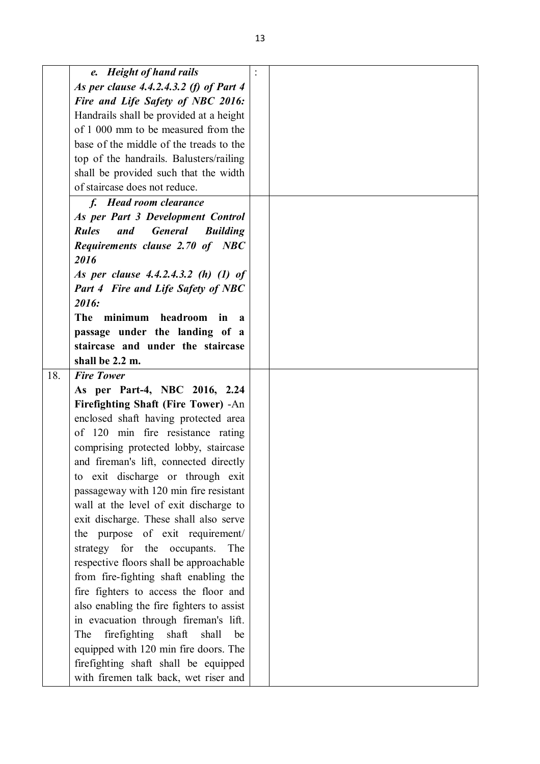|  |  |  |  |
|---|---|---|---|
|  | ***e. Height of hand rails***<br>***As per clause 4.4.2.4.3.2 (f) of Part 4 Fire and Life Safety of NBC 2016:*** Handrails shall be provided at a height of 1 000 mm to be measured from the base of the middle of the treads to the top of the handrails. Balusters/railing shall be provided such that the width of staircase does not reduce. | : |  |
|  | ***f. Head room clearance***<br>***As per Part 3 Development Control Rules and General Building Requirements clause 2.70 of NBC 2016***<br>***As per clause 4.4.2.4.3.2 (h) (1) of Part 4 Fire and Life Safety of NBC 2016:***<br>**The minimum headroom in a passage under the landing of a staircase and under the staircase shall be 2.2 m.** |  |  |
| 18. | ***Fire Tower***<br>**As per Part-4, NBC 2016, 2.24 Firefighting Shaft (Fire Tower)** -An enclosed shaft having protected area of 120 min fire resistance rating comprising protected lobby, staircase and fireman's lift, connected directly to exit discharge or through exit passageway with 120 min fire resistant wall at the level of exit discharge to exit discharge. These shall also serve the purpose of exit requirement/ strategy for the occupants. The respective floors shall be approachable from fire-fighting shaft enabling the fire fighters to access the floor and also enabling the fire fighters to assist in evacuation through fireman's lift. The firefighting shaft shall be equipped with 120 min fire doors. The firefighting shaft shall be equipped with firemen talk back, wet riser and |  |  |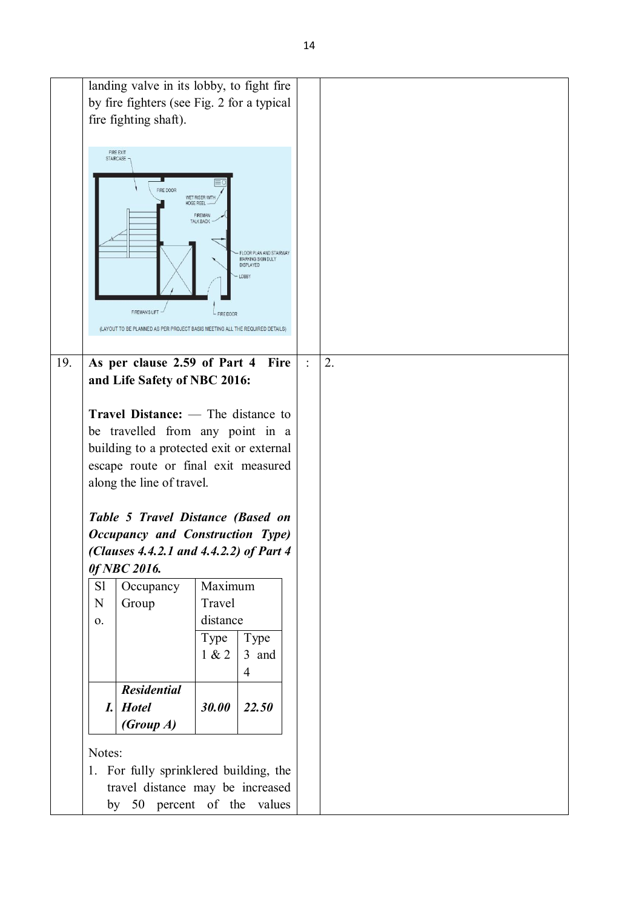| | | | |
|---|---|---|---|
| | landing valve in its lobby, to fight fire by fire fighters (see Fig. 2 for a typical fire fighting shaft). <br><br> FIRE EXIT STAIRCASE, FIRE DOOR, WET RISER WITH HOSE REEL, FIREMAN TALK BACK, FLOOR PLAN AND STAIRWAY MARKING SIGN DULY DISPLAYED, LOBBY, FIREMAN'S LIFT, FIRE DOOR <br> (LAYOUT TO BE PLANNED AS PER PROJECT BASIS MEETING ALL THE REQUIRED DETAILS) | | |
| 19. | **As per clause 2.59 of Part 4 Fire and Life Safety of NBC 2016:** <br><br> **Travel Distance:** — The distance to be travelled from any point in a building to a protected exit or external escape route or final exit measured along the line of travel. <br><br> ***Table 5 Travel Distance (Based on Occupancy and Construction Type) (Clauses 4.4.2.1 and 4.4.2.2) of Part 4 0f NBC 2016.*** | : | 2. |

| Sl No. | Occupancy Group | Maximum Travel distance | |
|---|---|---|---|
| | | Type 1 & 2 | Type 3 and 4 |
| ***I.*** | ***Residential Hotel (Group A)*** | ***30.00*** | ***22.50*** |

Notes:

1. For fully sprinklered building, the travel distance may be increased by 50 percent of the values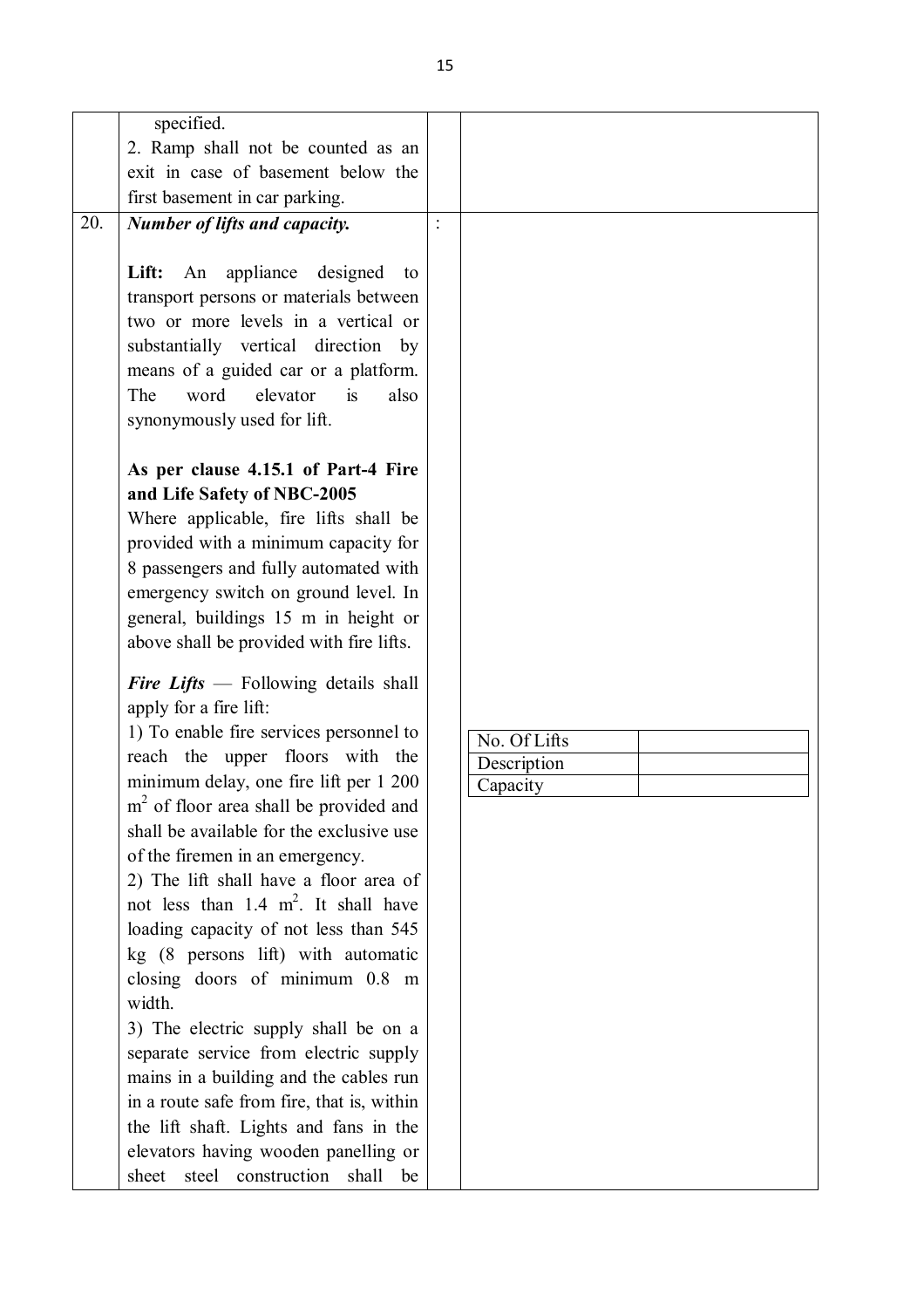| | | | |
|---|---|---|---|
| | specified.<br>2. Ramp shall not be counted as an exit in case of basement below the first basement in car parking. | | |
| 20. | ***Number of lifts and capacity.***<br><br>**Lift:** An appliance designed to transport persons or materials between two or more levels in a vertical or substantially vertical direction by means of a guided car or a platform. The word elevator is also synonymously used for lift.<br><br>**As per clause 4.15.1 of Part-4 Fire and Life Safety of NBC-2005**<br>Where applicable, fire lifts shall be provided with a minimum capacity for 8 passengers and fully automated with emergency switch on ground level. In general, buildings 15 m in height or above shall be provided with fire lifts.<br><br>***Fire Lifts*** — Following details shall apply for a fire lift:<br>1) To enable fire services personnel to reach the upper floors with the minimum delay, one fire lift per 1 200 $m^2$ of floor area shall be provided and shall be available for the exclusive use of the firemen in an emergency.<br>2) The lift shall have a floor area of not less than 1.4 $m^2$. It shall have loading capacity of not less than 545 kg (8 persons lift) with automatic closing doors of minimum 0.8 m width.<br>3) The electric supply shall be on a separate service from electric supply mains in a building and the cables run in a route safe from fire, that is, within the lift shaft. Lights and fans in the elevators having wooden panelling or sheet steel construction shall be | : | No. Of Lifts: <br>Description: <br>Capacity: |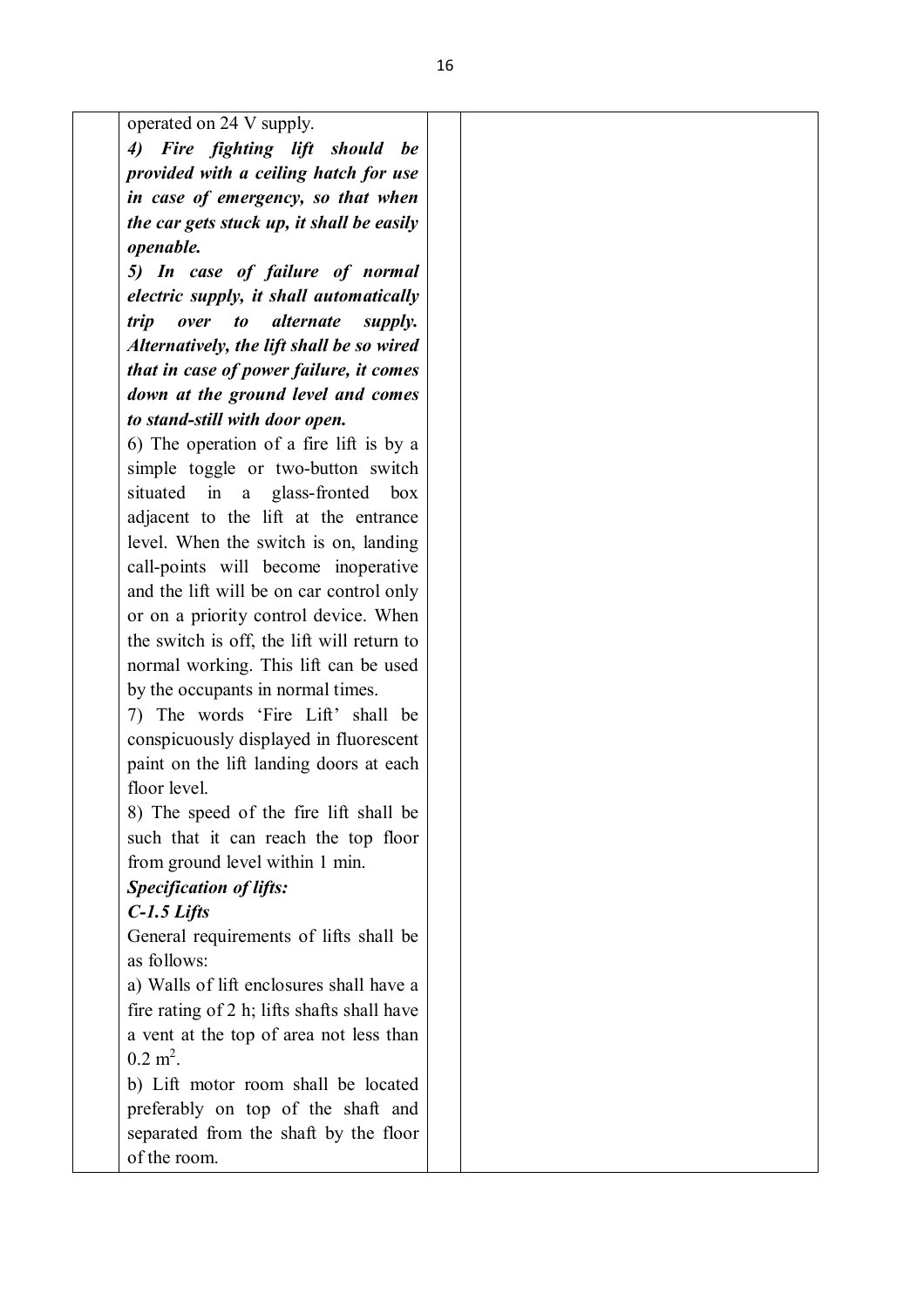| | | | |
|---|---|---|---|
| | operated on 24 V supply.<br>***4) Fire fighting lift should be provided with a ceiling hatch for use in case of emergency, so that when the car gets stuck up, it shall be easily openable.***<br>***5) In case of failure of normal electric supply, it shall automatically trip over to alternate supply. Alternatively, the lift shall be so wired that in case of power failure, it comes down at the ground level and comes to stand-still with door open.***<br>6) The operation of a fire lift is by a simple toggle or two-button switch situated in a glass-fronted box adjacent to the lift at the entrance level. When the switch is on, landing call-points will become inoperative and the lift will be on car control only or on a priority control device. When the switch is off, the lift will return to normal working. This lift can be used by the occupants in normal times.<br>7) The words 'Fire Lift' shall be conspicuously displayed in fluorescent paint on the lift landing doors at each floor level.<br>8) The speed of the fire lift shall be such that it can reach the top floor from ground level within 1 min.<br>***Specification of lifts:***<br>***C-1.5 Lifts***<br>General requirements of lifts shall be as follows:<br>a) Walls of lift enclosures shall have a fire rating of 2 h; lifts shafts shall have a vent at the top of area not less than $0.2\ m^2$.<br>b) Lift motor room shall be located preferably on top of the shaft and separated from the shaft by the floor of the room. | | |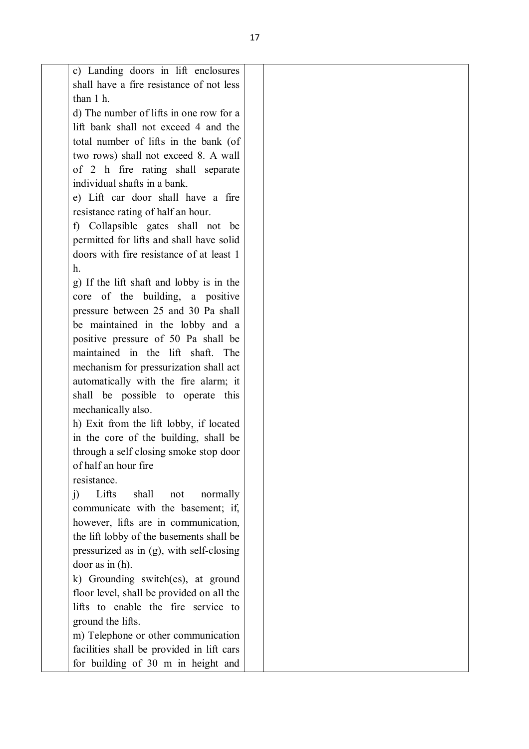| | | | |
|---|---|---|---|
| | c) Landing doors in lift enclosures shall have a fire resistance of not less than 1 h.<br>d) The number of lifts in one row for a lift bank shall not exceed 4 and the total number of lifts in the bank (of two rows) shall not exceed 8. A wall of 2 h fire rating shall separate individual shafts in a bank.<br>e) Lift car door shall have a fire resistance rating of half an hour.<br>f) Collapsible gates shall not be permitted for lifts and shall have solid doors with fire resistance of at least 1 h.<br>g) If the lift shaft and lobby is in the core of the building, a positive pressure between 25 and 30 Pa shall be maintained in the lobby and a positive pressure of 50 Pa shall be maintained in the lift shaft. The mechanism for pressurization shall act automatically with the fire alarm; it shall be possible to operate this mechanically also.<br>h) Exit from the lift lobby, if located in the core of the building, shall be through a self closing smoke stop door of half an hour fire resistance.<br>j) Lifts shall not normally communicate with the basement; if, however, lifts are in communication, the lift lobby of the basements shall be pressurized as in (g), with self-closing door as in (h).<br>k) Grounding switch(es), at ground floor level, shall be provided on all the lifts to enable the fire service to ground the lifts.<br>m) Telephone or other communication facilities shall be provided in lift cars for building of 30 m in height and | | |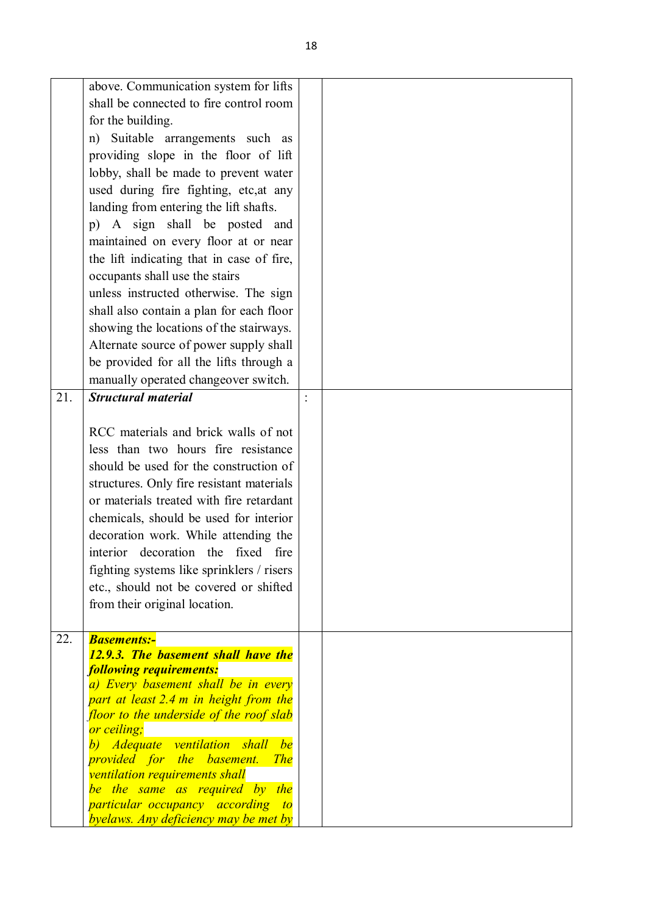| | | | |
|---|---|---|---|
| | above. Communication system for lifts shall be connected to fire control room for the building.<br>n) Suitable arrangements such as providing slope in the floor of lift lobby, shall be made to prevent water used during fire fighting, etc,at any landing from entering the lift shafts.<br>p) A sign shall be posted and maintained on every floor at or near the lift indicating that in case of fire, occupants shall use the stairs unless instructed otherwise. The sign shall also contain a plan for each floor showing the locations of the stairways. Alternate source of power supply shall be provided for all the lifts through a manually operated changeover switch. | | |
| 21. | ***Structural material***<br><br>RCC materials and brick walls of not less than two hours fire resistance should be used for the construction of structures. Only fire resistant materials or materials treated with fire retardant chemicals, should be used for interior decoration work. While attending the interior decoration the fixed fire fighting systems like sprinklers / risers etc., should not be covered or shifted from their original location. | : | |
| 22. | ***Basements:-***<br>***12.9.3. The basement shall have the following requirements:***<br>*a) Every basement shall be in every part at least 2.4 m in height from the floor to the underside of the roof slab or ceiling;*<br>*b) Adequate ventilation shall be provided for the basement. The ventilation requirements shall be the same as required by the particular occupancy according to byelaws. Any deficiency may be met by* | | |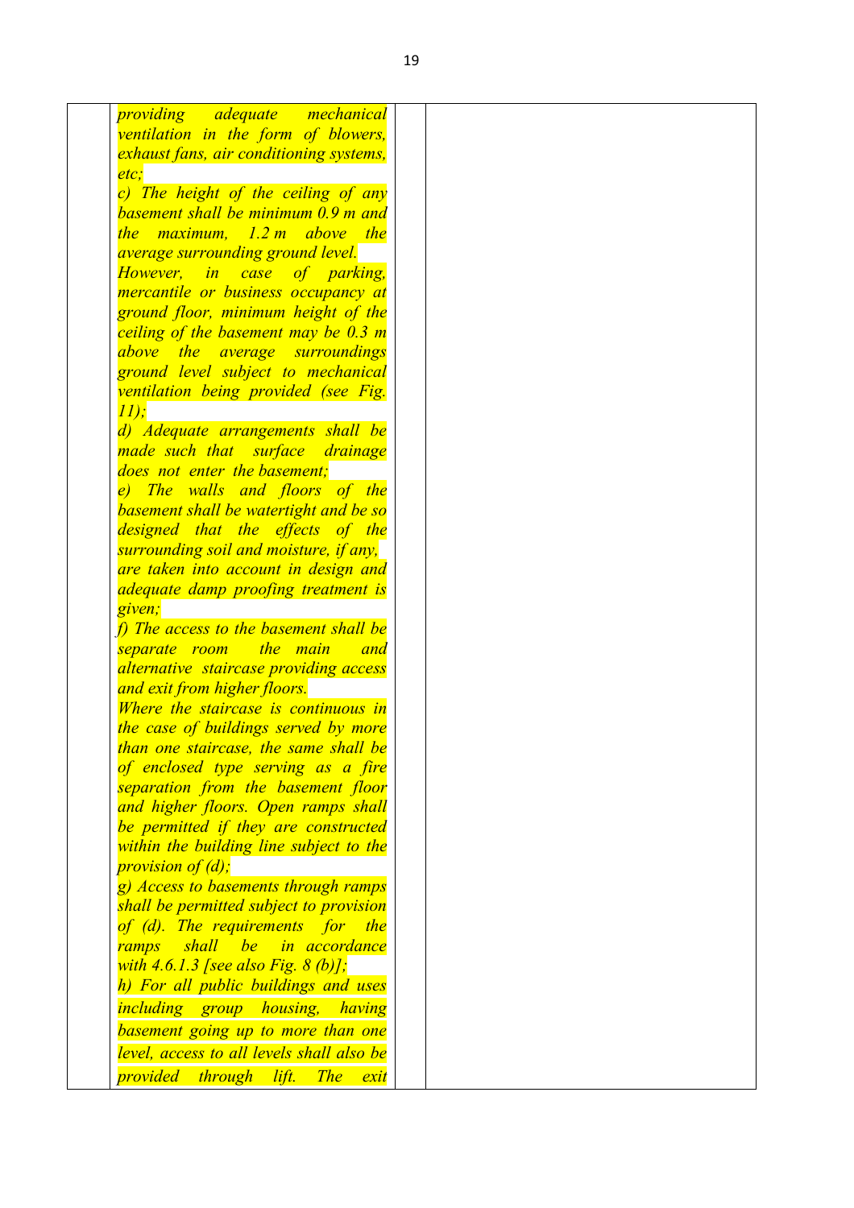| | | | |
|---|---|---|---|
| | *providing adequate mechanical ventilation in the form of blowers, exhaust fans, air conditioning systems, etc;*<br>*c) The height of the ceiling of any basement shall be minimum 0.9 m and the maximum, 1.2 m above the average surrounding ground level. However, in case of parking, mercantile or business occupancy at ground floor, minimum height of the ceiling of the basement may be 0.3 m above the average surroundings ground level subject to mechanical ventilation being provided (see Fig. 11);*<br>*d) Adequate arrangements shall be made such that surface drainage does not enter the basement;*<br>*e) The walls and floors of the basement shall be watertight and be so designed that the effects of the surrounding soil and moisture, if any, are taken into account in design and adequate damp proofing treatment is given;*<br>*f) The access to the basement shall be separate room the main and alternative staircase providing access and exit from higher floors. Where the staircase is continuous in the case of buildings served by more than one staircase, the same shall be of enclosed type serving as a fire separation from the basement floor and higher floors. Open ramps shall be permitted if they are constructed within the building line subject to the provision of (d);*<br>*g) Access to basements through ramps shall be permitted subject to provision of (d). The requirements for the ramps shall be in accordance with 4.6.1.3 [see also Fig. 8 (b)];*<br>*h) For all public buildings and uses including group housing, having basement going up to more than one level, access to all levels shall also be provided through lift. The exit* | | |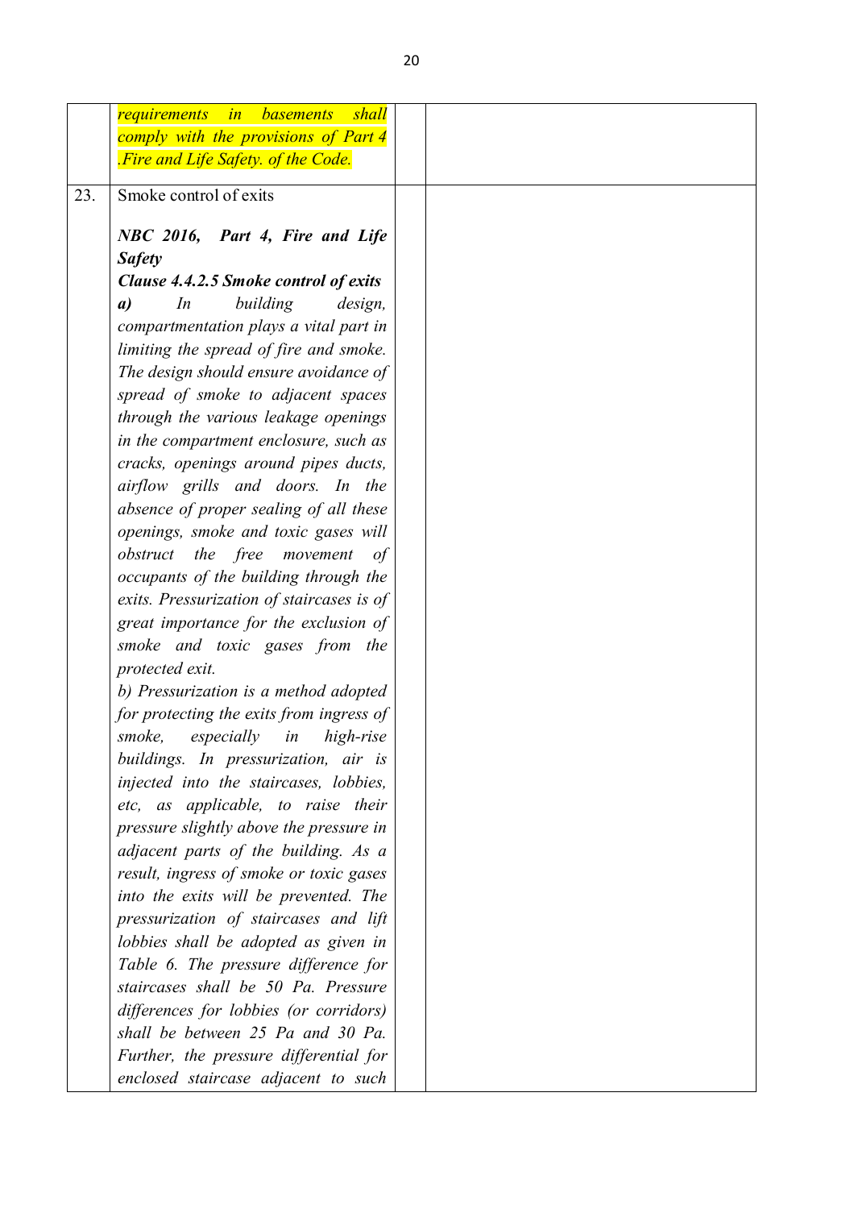|  |  |  |  |
|---|---|---|---|
|  | *requirements in basements shall comply with the provisions of Part 4 .Fire and Life Safety. of the Code.* |  |  |
| 23. | Smoke control of exits<br><br>***NBC 2016, Part 4, Fire and Life Safety***<br>***Clause 4.4.2.5 Smoke control of exits***<br>***a)*** *In building design, compartmentation plays a vital part in limiting the spread of fire and smoke. The design should ensure avoidance of spread of smoke to adjacent spaces through the various leakage openings in the compartment enclosure, such as cracks, openings around pipes ducts, airflow grills and doors. In the absence of proper sealing of all these openings, smoke and toxic gases will obstruct the free movement of occupants of the building through the exits. Pressurization of staircases is of great importance for the exclusion of smoke and toxic gases from the protected exit.*<br>*b) Pressurization is a method adopted for protecting the exits from ingress of smoke, especially in high-rise buildings. In pressurization, air is injected into the staircases, lobbies, etc, as applicable, to raise their pressure slightly above the pressure in adjacent parts of the building. As a result, ingress of smoke or toxic gases into the exits will be prevented. The pressurization of staircases and lift lobbies shall be adopted as given in Table 6. The pressure difference for staircases shall be 50 Pa. Pressure differences for lobbies (or corridors) shall be between 25 Pa and 30 Pa. Further, the pressure differential for enclosed staircase adjacent to such* |  |  |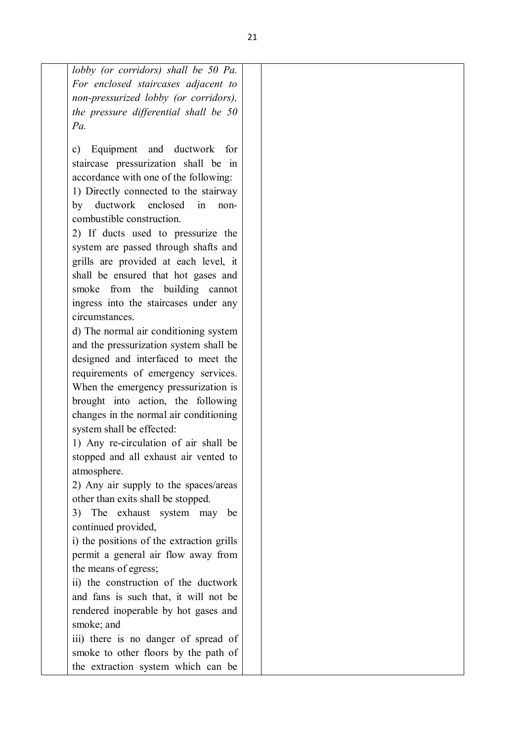| | | | |
|---|---|---|---|
| | *lobby (or corridors) shall be 50 Pa. For enclosed staircases adjacent to non-pressurized lobby (or corridors), the pressure differential shall be 50 Pa.*<br><br>c) Equipment and ductwork for staircase pressurization shall be in accordance with one of the following:<br>1) Directly connected to the stairway by ductwork enclosed in non-combustible construction.<br>2) If ducts used to pressurize the system are passed through shafts and grills are provided at each level, it shall be ensured that hot gases and smoke from the building cannot ingress into the staircases under any circumstances.<br>d) The normal air conditioning system and the pressurization system shall be designed and interfaced to meet the requirements of emergency services. When the emergency pressurization is brought into action, the following changes in the normal air conditioning system shall be effected:<br>1) Any re-circulation of air shall be stopped and all exhaust air vented to atmosphere.<br>2) Any air supply to the spaces/areas other than exits shall be stopped.<br>3) The exhaust system may be continued provided,<br>i) the positions of the extraction grills permit a general air flow away from the means of egress;<br>ii) the construction of the ductwork and fans is such that, it will not be rendered inoperable by hot gases and smoke; and<br>iii) there is no danger of spread of smoke to other floors by the path of the extraction system which can be | | |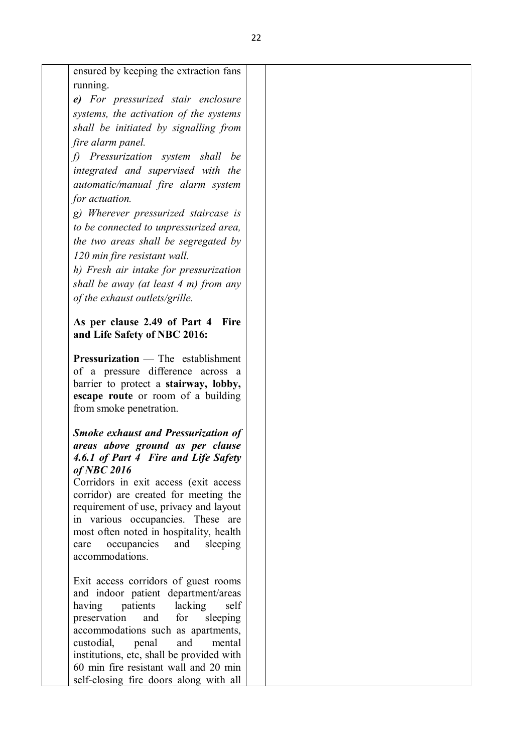| | | | |
|---|---|---|---|
| | ensured by keeping the extraction fans running.<br>*e) For pressurized stair enclosure systems, the activation of the systems shall be initiated by signalling from fire alarm panel.*<br>*f) Pressurization system shall be integrated and supervised with the automatic/manual fire alarm system for actuation.*<br>*g) Wherever pressurized staircase is to be connected to unpressurized area, the two areas shall be segregated by 120 min fire resistant wall.*<br>*h) Fresh air intake for pressurization shall be away (at least 4 m) from any of the exhaust outlets/grille.*<br><br>**As per clause 2.49 of Part 4 Fire and Life Safety of NBC 2016:**<br><br>**Pressurization** — The establishment of a pressure difference across a barrier to protect a **stairway, lobby, escape route** or room of a building from smoke penetration.<br><br>***Smoke exhaust and Pressurization of areas above ground as per clause 4.6.1 of Part 4 Fire and Life Safety of NBC 2016***<br>Corridors in exit access (exit access corridor) are created for meeting the requirement of use, privacy and layout in various occupancies. These are most often noted in hospitality, health care occupancies and sleeping accommodations.<br><br>Exit access corridors of guest rooms and indoor patient department/areas having patients lacking self preservation and for sleeping accommodations such as apartments, custodial, penal and mental institutions, etc, shall be provided with 60 min fire resistant wall and 20 min self-closing fire doors along with all | | |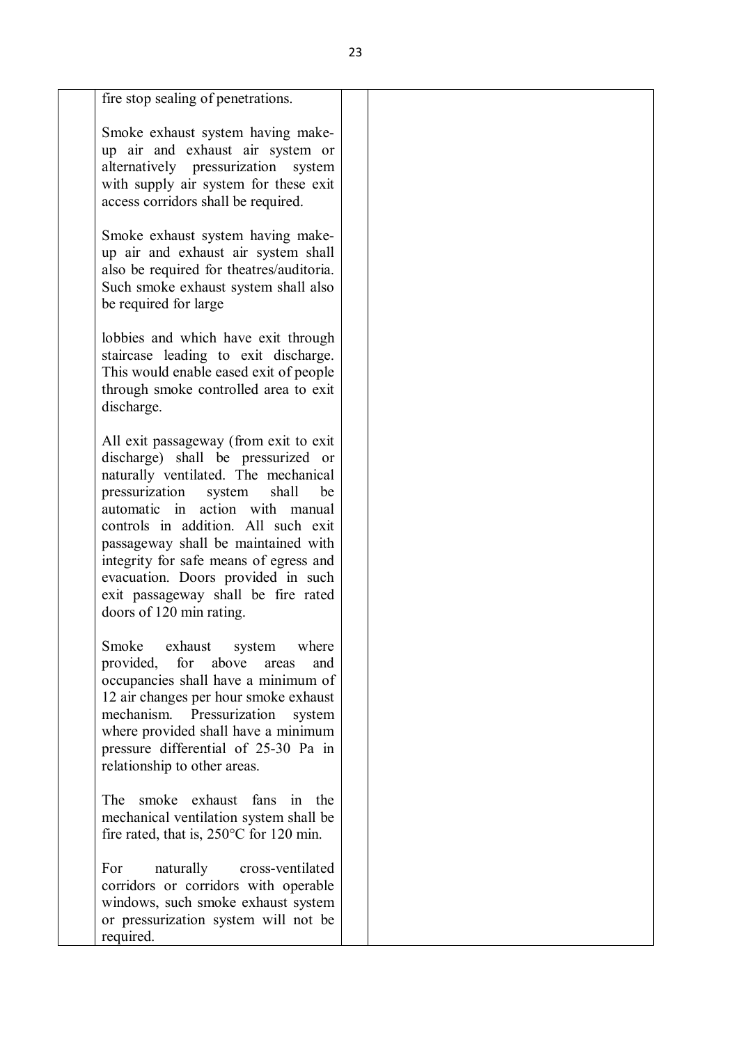| | | | |
|---|---|---|---|
| | fire stop sealing of penetrations.<br><br>Smoke exhaust system having make-up air and exhaust air system or alternatively pressurization system with supply air system for these exit access corridors shall be required.<br><br>Smoke exhaust system having make-up air and exhaust air system shall also be required for theatres/auditoria. Such smoke exhaust system shall also be required for large<br><br>lobbies and which have exit through staircase leading to exit discharge. This would enable eased exit of people through smoke controlled area to exit discharge.<br><br>All exit passageway (from exit to exit discharge) shall be pressurized or naturally ventilated. The mechanical pressurization system shall be automatic in action with manual controls in addition. All such exit passageway shall be maintained with integrity for safe means of egress and evacuation. Doors provided in such exit passageway shall be fire rated doors of 120 min rating.<br><br>Smoke exhaust system where provided, for above areas and occupancies shall have a minimum of 12 air changes per hour smoke exhaust mechanism. Pressurization system where provided shall have a minimum pressure differential of 25-30 Pa in relationship to other areas.<br><br>The smoke exhaust fans in the mechanical ventilation system shall be fire rated, that is, 250°C for 120 min.<br><br>For naturally cross-ventilated corridors or corridors with operable windows, such smoke exhaust system or pressurization system will not be required. | | |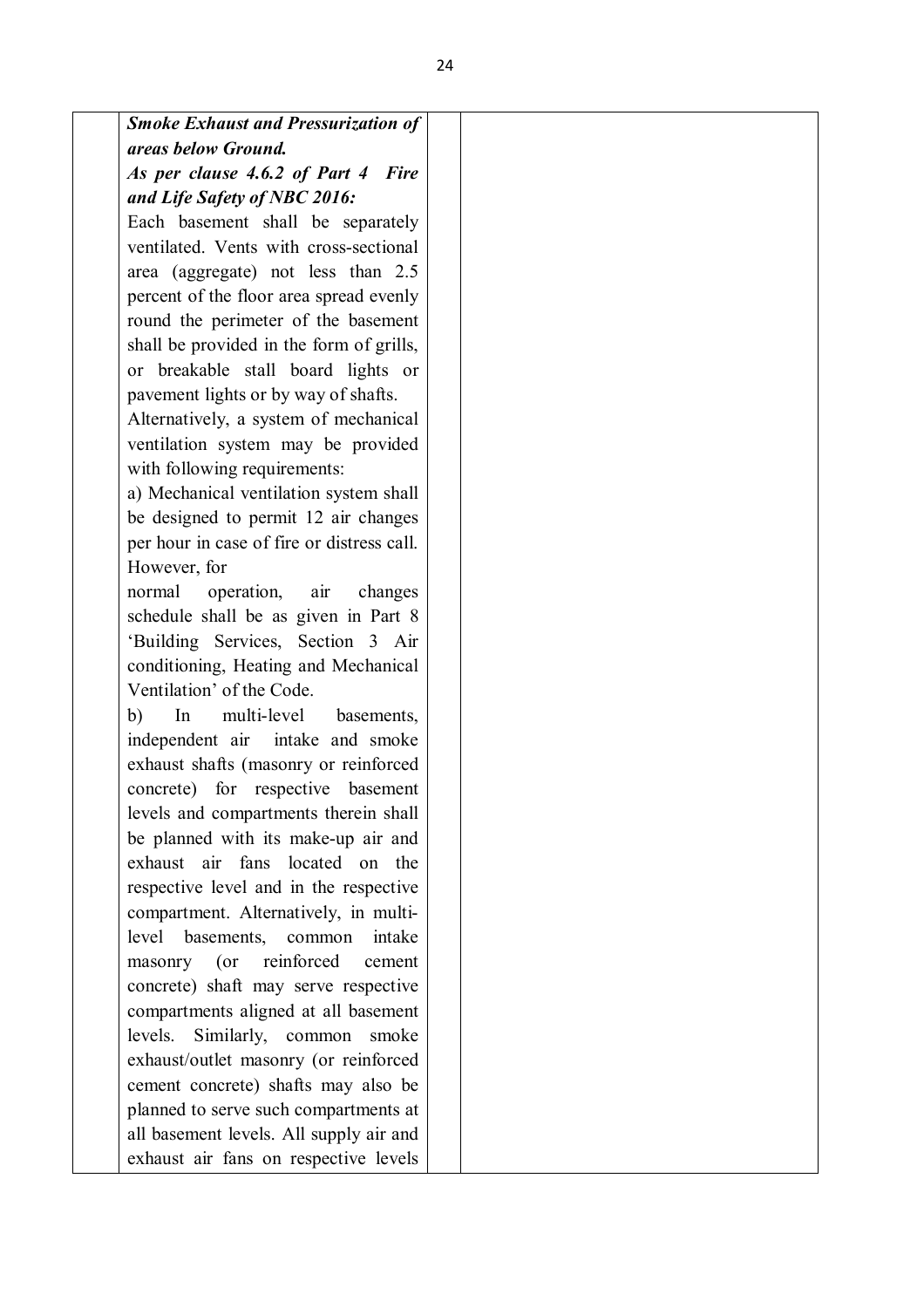| | ***Smoke Exhaust and Pressurization of areas below Ground.*** ***As per clause 4.6.2 of Part 4 Fire and Life Safety of NBC 2016:*** Each basement shall be separately ventilated. Vents with cross-sectional area (aggregate) not less than 2.5 percent of the floor area spread evenly round the perimeter of the basement shall be provided in the form of grills, or breakable stall board lights or pavement lights or by way of shafts. Alternatively, a system of mechanical ventilation system may be provided with following requirements: a) Mechanical ventilation system shall be designed to permit 12 air changes per hour in case of fire or distress call. However, for normal operation, air changes schedule shall be as given in Part 8 'Building Services, Section 3 Air conditioning, Heating and Mechanical Ventilation' of the Code. b) In multi-level basements, independent air intake and smoke exhaust shafts (masonry or reinforced concrete) for respective basement levels and compartments therein shall be planned with its make-up air and exhaust air fans located on the respective level and in the respective compartment. Alternatively, in multi-level basements, common intake masonry (or reinforced cement concrete) shaft may serve respective compartments aligned at all basement levels. Similarly, common smoke exhaust/outlet masonry (or reinforced cement concrete) shafts may also be planned to serve such compartments at all basement levels. All supply air and exhaust air fans on respective levels | | |
|---|---|---|---|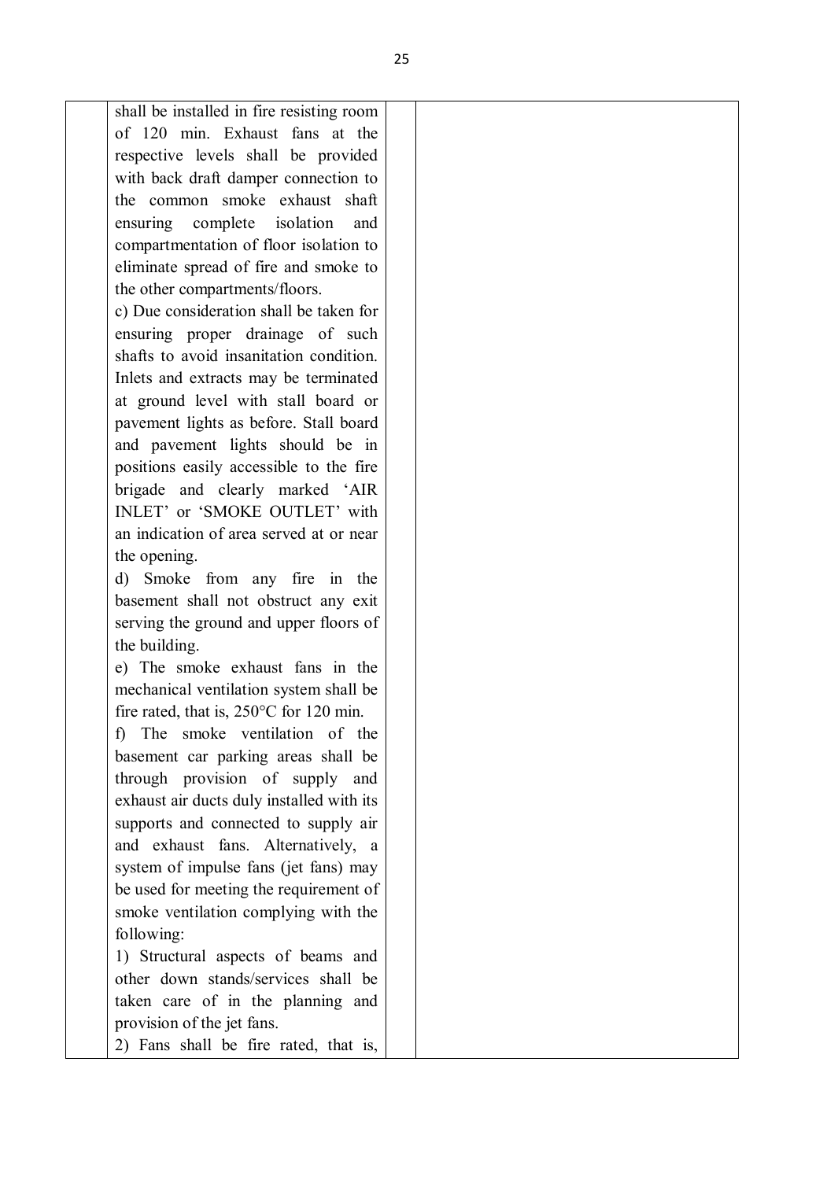| | | | |
|---|---|---|---|
| | shall be installed in fire resisting room of 120 min. Exhaust fans at the respective levels shall be provided with back draft damper connection to the common smoke exhaust shaft ensuring complete isolation and compartmentation of floor isolation to eliminate spread of fire and smoke to the other compartments/floors.<br>c) Due consideration shall be taken for ensuring proper drainage of such shafts to avoid insanitation condition. Inlets and extracts may be terminated at ground level with stall board or pavement lights as before. Stall board and pavement lights should be in positions easily accessible to the fire brigade and clearly marked 'AIR INLET' or 'SMOKE OUTLET' with an indication of area served at or near the opening.<br>d) Smoke from any fire in the basement shall not obstruct any exit serving the ground and upper floors of the building.<br>e) The smoke exhaust fans in the mechanical ventilation system shall be fire rated, that is, 250°C for 120 min.<br>f) The smoke ventilation of the basement car parking areas shall be through provision of supply and exhaust air ducts duly installed with its supports and connected to supply air and exhaust fans. Alternatively, a system of impulse fans (jet fans) may be used for meeting the requirement of smoke ventilation complying with the following:<br>1) Structural aspects of beams and other down stands/services shall be taken care of in the planning and provision of the jet fans.<br>2) Fans shall be fire rated, that is, | | |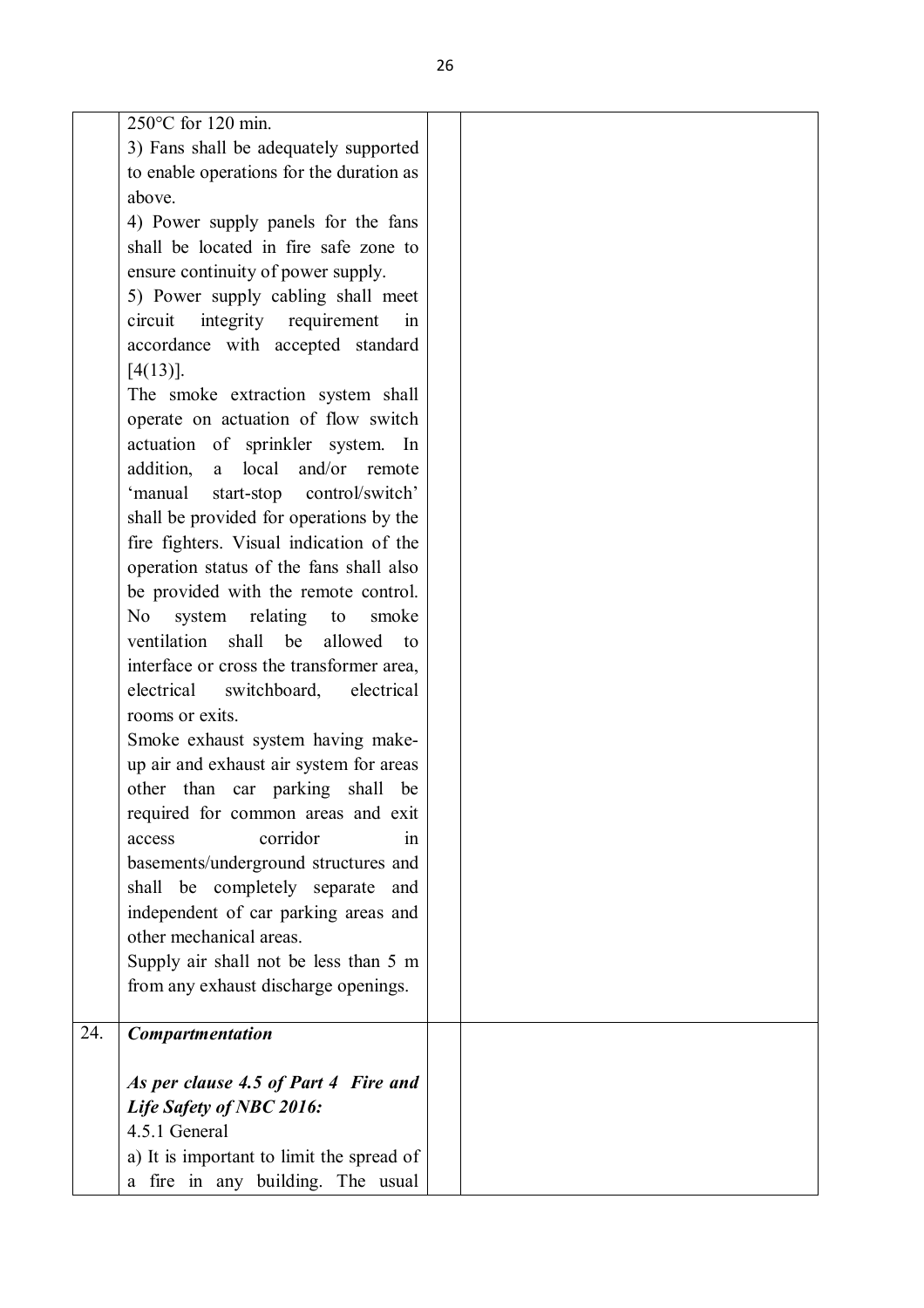| | | | |
|---|---|---|---|
| | 250°C for 120 min.<br>3) Fans shall be adequately supported to enable operations for the duration as above.<br>4) Power supply panels for the fans shall be located in fire safe zone to ensure continuity of power supply.<br>5) Power supply cabling shall meet circuit integrity requirement in accordance with accepted standard [4(13)].<br>The smoke extraction system shall operate on actuation of flow switch actuation of sprinkler system. In addition, a local and/or remote 'manual start-stop control/switch' shall be provided for operations by the fire fighters. Visual indication of the operation status of the fans shall also be provided with the remote control.<br>No system relating to smoke ventilation shall be allowed to interface or cross the transformer area, electrical switchboard, electrical rooms or exits.<br>Smoke exhaust system having make-up air and exhaust air system for areas other than car parking shall be required for common areas and exit access corridor in basements/underground structures and shall be completely separate and independent of car parking areas and other mechanical areas.<br>Supply air shall not be less than 5 m from any exhaust discharge openings. | | |
| 24. | ***Compartmentation***<br><br>***As per clause 4.5 of Part 4 Fire and Life Safety of NBC 2016:***<br>4.5.1 General<br>a) It is important to limit the spread of a fire in any building. The usual | | |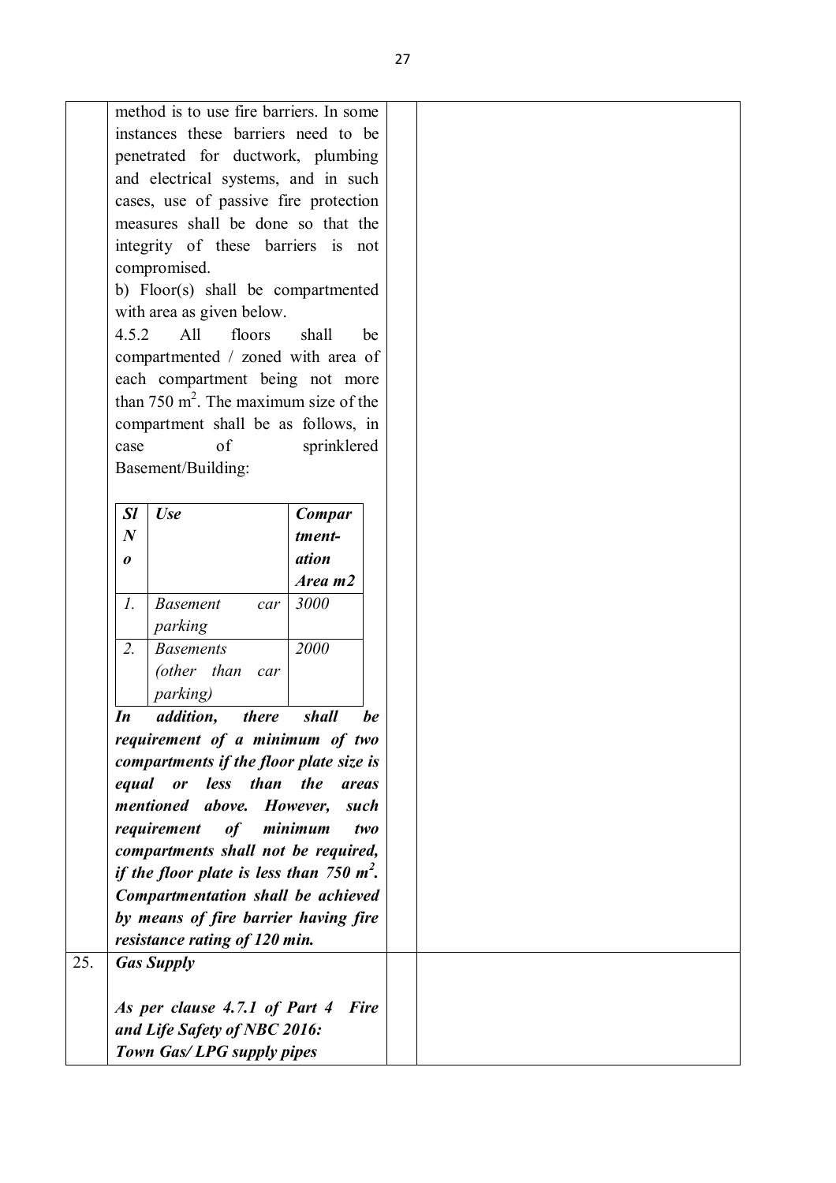method is to use fire barriers. In some instances these barriers need to be penetrated for ductwork, plumbing and electrical systems, and in such cases, use of passive fire protection measures shall be done so that the integrity of these barriers is not compromised.

b) Floor(s) shall be compartmented with area as given below.

4.5.2 All floors shall be compartmented / zoned with area of each compartment being not more than 750 $m^2$. The maximum size of the compartment shall be as follows, in case of sprinklered Basement/Building:

| *Sl No* | *Use* | *Compartment-ation Area m2* |
|---|---|---|
| *1.* | *Basement car parking* | *3000* |
| *2.* | *Basements (other than car parking)* | *2000* |

***In addition, there shall be requirement of a minimum of two compartments if the floor plate size is equal or less than the areas mentioned above. However, such requirement of minimum two compartments shall not be required, if the floor plate is less than 750 $m^2$. Compartmentation shall be achieved by means of fire barrier having fire resistance rating of 120 min.***

25. ***Gas Supply***

***As per clause 4.7.1 of Part 4 Fire and Life Safety of NBC 2016:***

***Town Gas/ LPG supply pipes***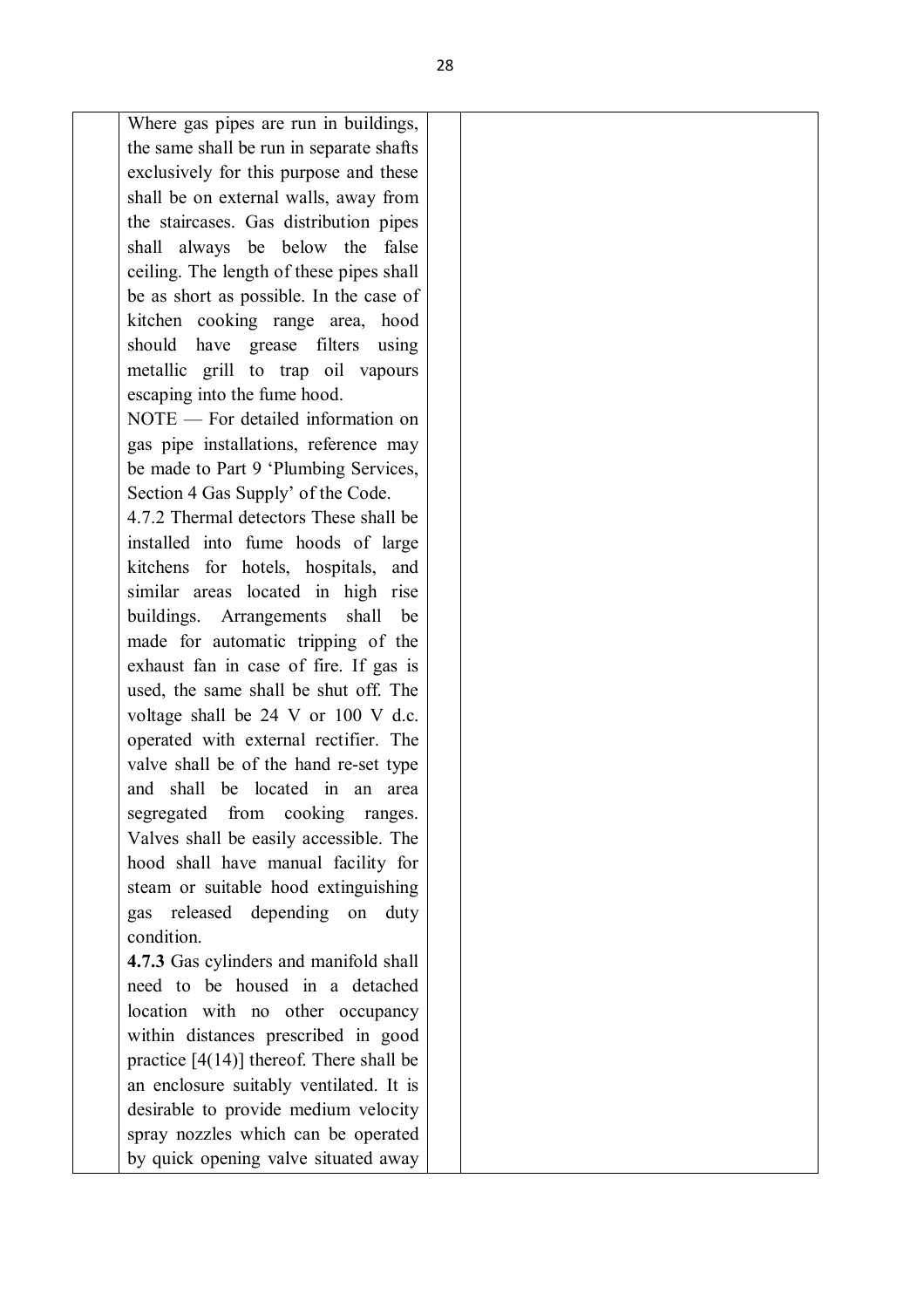| | | | |
|---|---|---|---|
| | Where gas pipes are run in buildings, the same shall be run in separate shafts exclusively for this purpose and these shall be on external walls, away from the staircases. Gas distribution pipes shall always be below the false ceiling. The length of these pipes shall be as short as possible. In the case of kitchen cooking range area, hood should have grease filters using metallic grill to trap oil vapours escaping into the fume hood.<br>NOTE — For detailed information on gas pipe installations, reference may be made to Part 9 'Plumbing Services, Section 4 Gas Supply' of the Code.<br>4.7.2 Thermal detectors These shall be installed into fume hoods of large kitchens for hotels, hospitals, and similar areas located in high rise buildings. Arrangements shall be made for automatic tripping of the exhaust fan in case of fire. If gas is used, the same shall be shut off. The voltage shall be 24 V or 100 V d.c. operated with external rectifier. The valve shall be of the hand re-set type and shall be located in an area segregated from cooking ranges. Valves shall be easily accessible. The hood shall have manual facility for steam or suitable hood extinguishing gas released depending on duty condition.<br>**4.7.3** Gas cylinders and manifold shall need to be housed in a detached location with no other occupancy within distances prescribed in good practice [4(14)] thereof. There shall be an enclosure suitably ventilated. It is desirable to provide medium velocity spray nozzles which can be operated by quick opening valve situated away | | |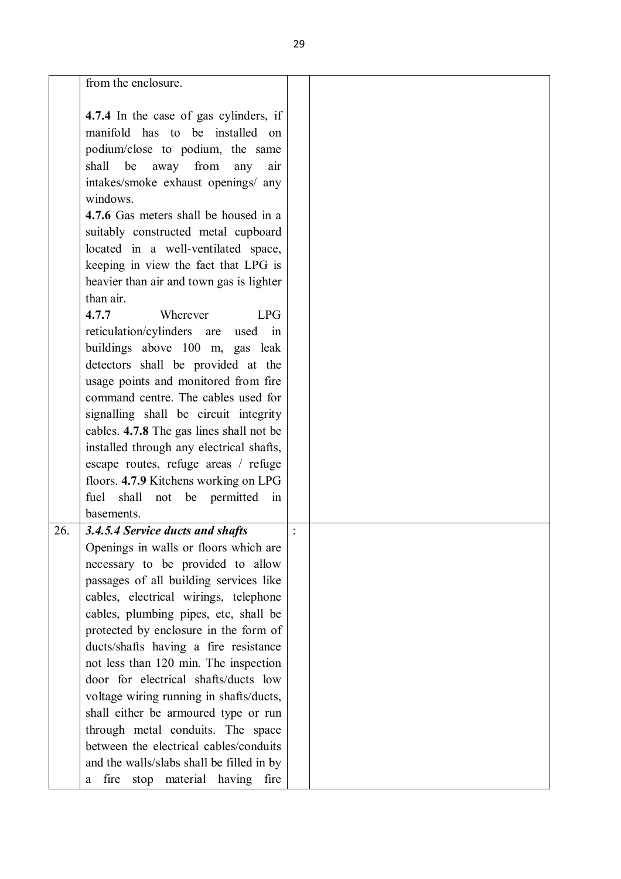|  |  |  |  |
|---|---|---|---|
|  | from the enclosure.<br><br>**4.7.4** In the case of gas cylinders, if manifold has to be installed on podium/close to podium, the same shall be away from any air intakes/smoke exhaust openings/ any windows.<br>**4.7.6** Gas meters shall be housed in a suitably constructed metal cupboard located in a well-ventilated space, keeping in view the fact that LPG is heavier than air and town gas is lighter than air.<br>**4.7.7** Wherever LPG reticulation/cylinders are used in buildings above 100 m, gas leak detectors shall be provided at the usage points and monitored from fire command centre. The cables used for signalling shall be circuit integrity cables. **4.7.8** The gas lines shall not be installed through any electrical shafts, escape routes, refuge areas / refuge floors. **4.7.9** Kitchens working on LPG fuel shall not be permitted in basements. |  |  |
| 26. | ***3.4.5.4 Service ducts and shafts***<br>Openings in walls or floors which are necessary to be provided to allow passages of all building services like cables, electrical wirings, telephone cables, plumbing pipes, etc, shall be protected by enclosure in the form of ducts/shafts having a fire resistance not less than 120 min. The inspection door for electrical shafts/ducts low voltage wiring running in shafts/ducts, shall either be armoured type or run through metal conduits. The space between the electrical cables/conduits and the walls/slabs shall be filled in by a fire stop material having fire | : |  |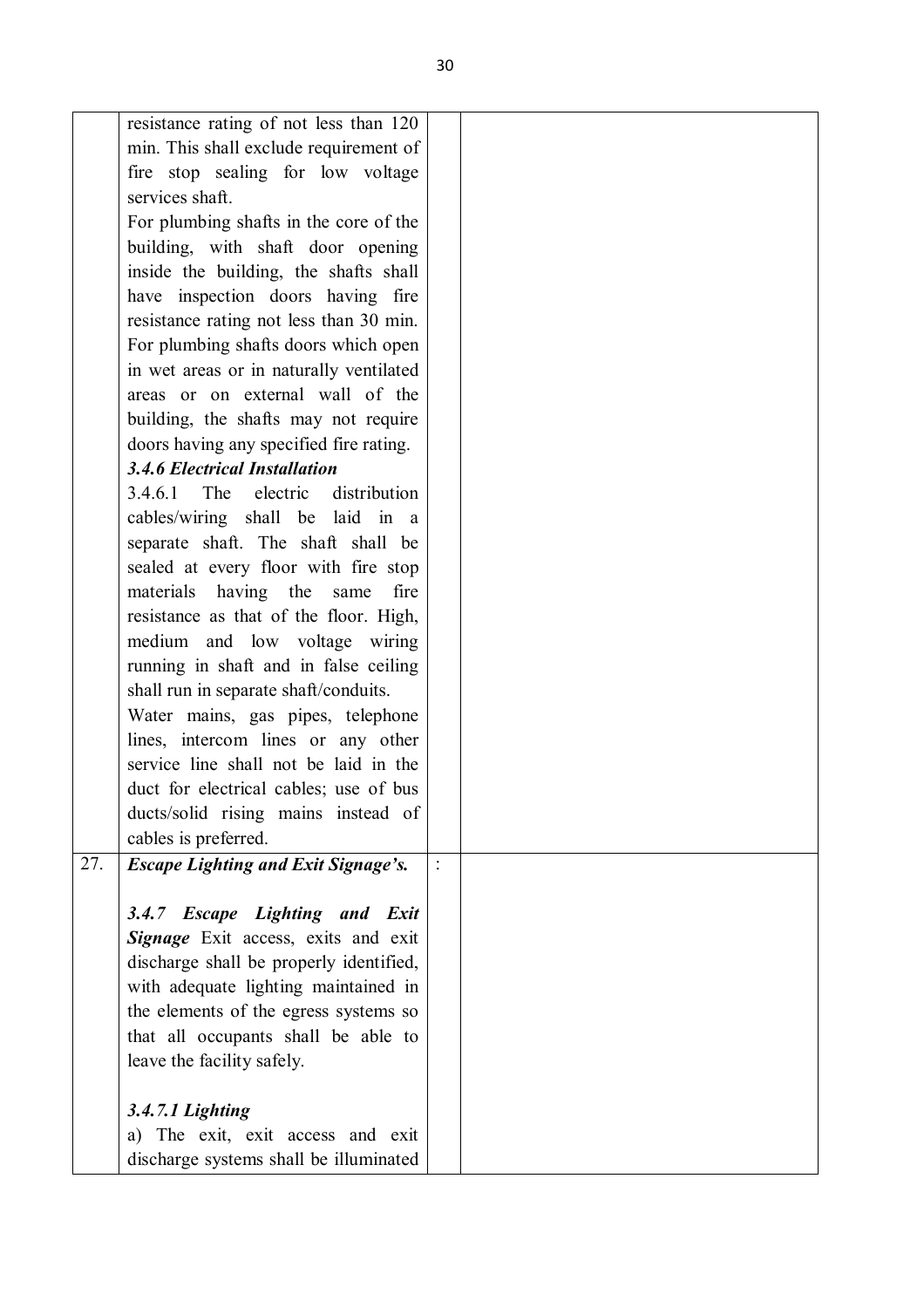| | | | |
|---|---|---|---|
| | resistance rating of not less than 120 min. This shall exclude requirement of fire stop sealing for low voltage services shaft.<br>For plumbing shafts in the core of the building, with shaft door opening inside the building, the shafts shall have inspection doors having fire resistance rating not less than 30 min. For plumbing shafts doors which open in wet areas or in naturally ventilated areas or on external wall of the building, the shafts may not require doors having any specified fire rating.<br>***3.4.6 Electrical Installation***<br>3.4.6.1 The electric distribution cables/wiring shall be laid in a separate shaft. The shaft shall be sealed at every floor with fire stop materials having the same fire resistance as that of the floor. High, medium and low voltage wiring running in shaft and in false ceiling shall run in separate shaft/conduits.<br>Water mains, gas pipes, telephone lines, intercom lines or any other service line shall not be laid in the duct for electrical cables; use of bus ducts/solid rising mains instead of cables is preferred. | | |
| 27. | ***Escape Lighting and Exit Signage's.***<br><br>***3.4.7 Escape Lighting and Exit Signage*** Exit access, exits and exit discharge shall be properly identified, with adequate lighting maintained in the elements of the egress systems so that all occupants shall be able to leave the facility safely.<br><br>***3.4.7.1 Lighting***<br>a) The exit, exit access and exit discharge systems shall be illuminated | : | |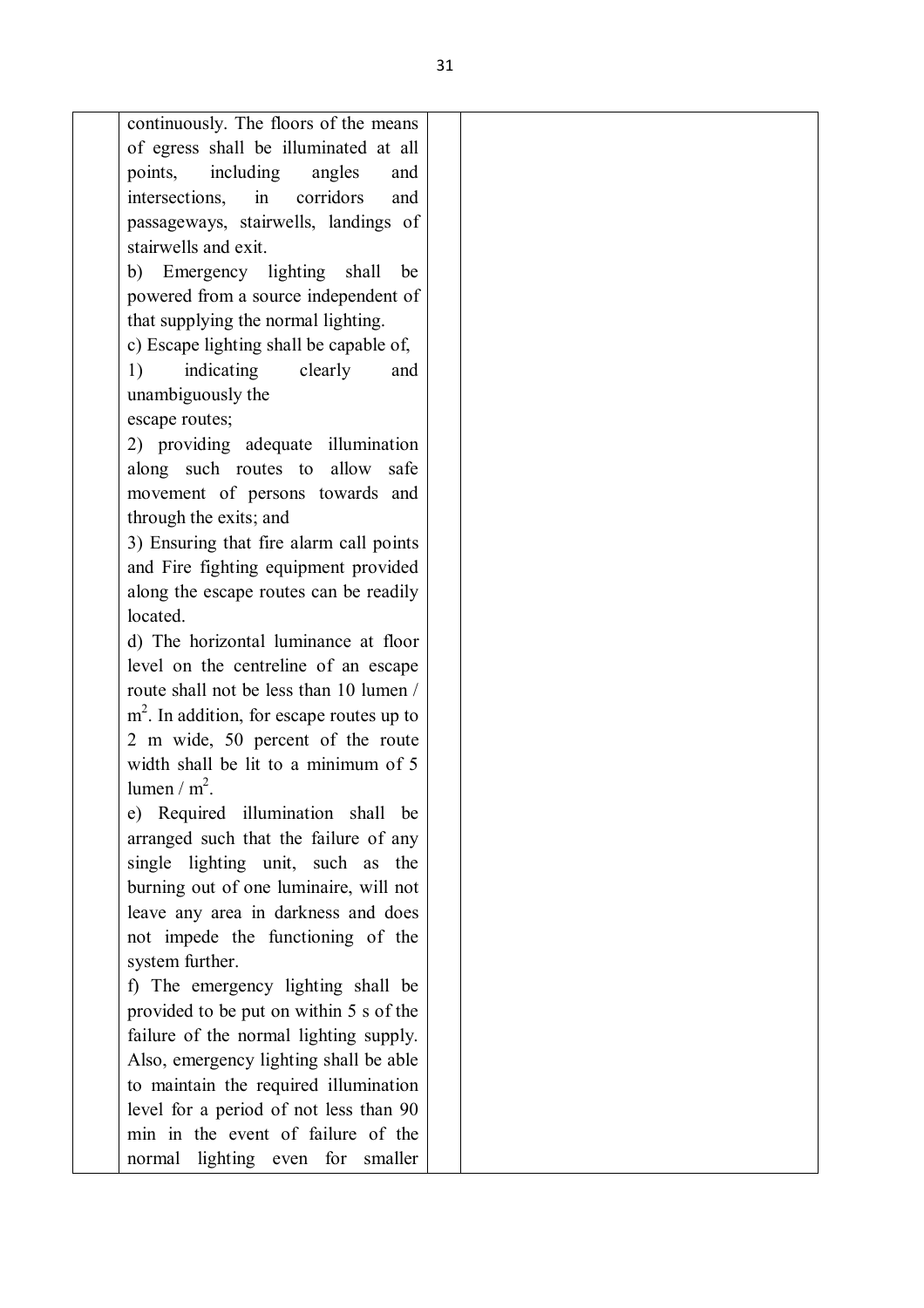| | | | |
|---|---|---|---|
| | continuously. The floors of the means of egress shall be illuminated at all points, including angles and intersections, in corridors and passageways, stairwells, landings of stairwells and exit.<br>b) Emergency lighting shall be powered from a source independent of that supplying the normal lighting.<br>c) Escape lighting shall be capable of,<br>1) indicating clearly and unambiguously the escape routes;<br>2) providing adequate illumination along such routes to allow safe movement of persons towards and through the exits; and<br>3) Ensuring that fire alarm call points and Fire fighting equipment provided along the escape routes can be readily located.<br>d) The horizontal luminance at floor level on the centreline of an escape route shall not be less than 10 lumen / $m^2$. In addition, for escape routes up to 2 m wide, 50 percent of the route width shall be lit to a minimum of 5 lumen / $m^2$.<br>e) Required illumination shall be arranged such that the failure of any single lighting unit, such as the burning out of one luminaire, will not leave any area in darkness and does not impede the functioning of the system further.<br>f) The emergency lighting shall be provided to be put on within 5 s of the failure of the normal lighting supply. Also, emergency lighting shall be able to maintain the required illumination level for a period of not less than 90 min in the event of failure of the normal lighting even for smaller | | |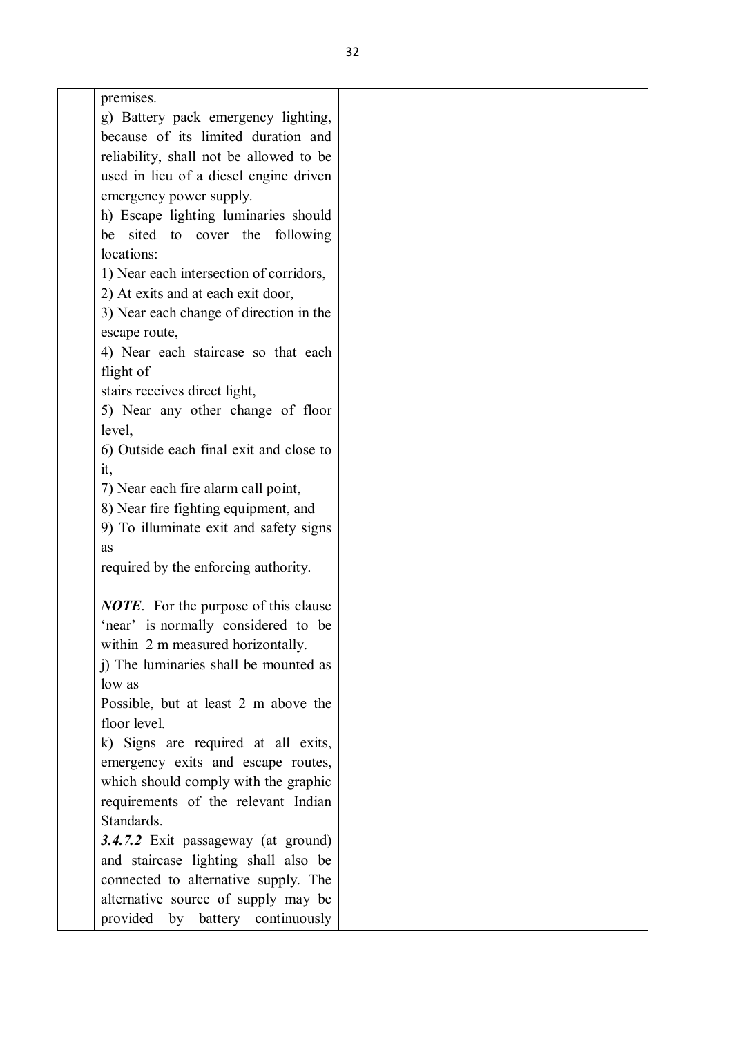| | | | |
|---|---|---|---|
| | premises.<br>g) Battery pack emergency lighting, because of its limited duration and reliability, shall not be allowed to be used in lieu of a diesel engine driven emergency power supply.<br>h) Escape lighting luminaries should be sited to cover the following locations:<br>1) Near each intersection of corridors,<br>2) At exits and at each exit door,<br>3) Near each change of direction in the escape route,<br>4) Near each staircase so that each flight of stairs receives direct light,<br>5) Near any other change of floor level,<br>6) Outside each final exit and close to it,<br>7) Near each fire alarm call point,<br>8) Near fire fighting equipment, and<br>9) To illuminate exit and safety signs as required by the enforcing authority.<br><br>***NOTE***. For the purpose of this clause 'near' is normally considered to be within 2 m measured horizontally.<br>j) The luminaries shall be mounted as low as Possible, but at least 2 m above the floor level.<br>k) Signs are required at all exits, emergency exits and escape routes, which should comply with the graphic requirements of the relevant Indian Standards.<br>***3.4.7.2*** Exit passageway (at ground) and staircase lighting shall also be connected to alternative supply. The alternative source of supply may be provided by battery continuously | | |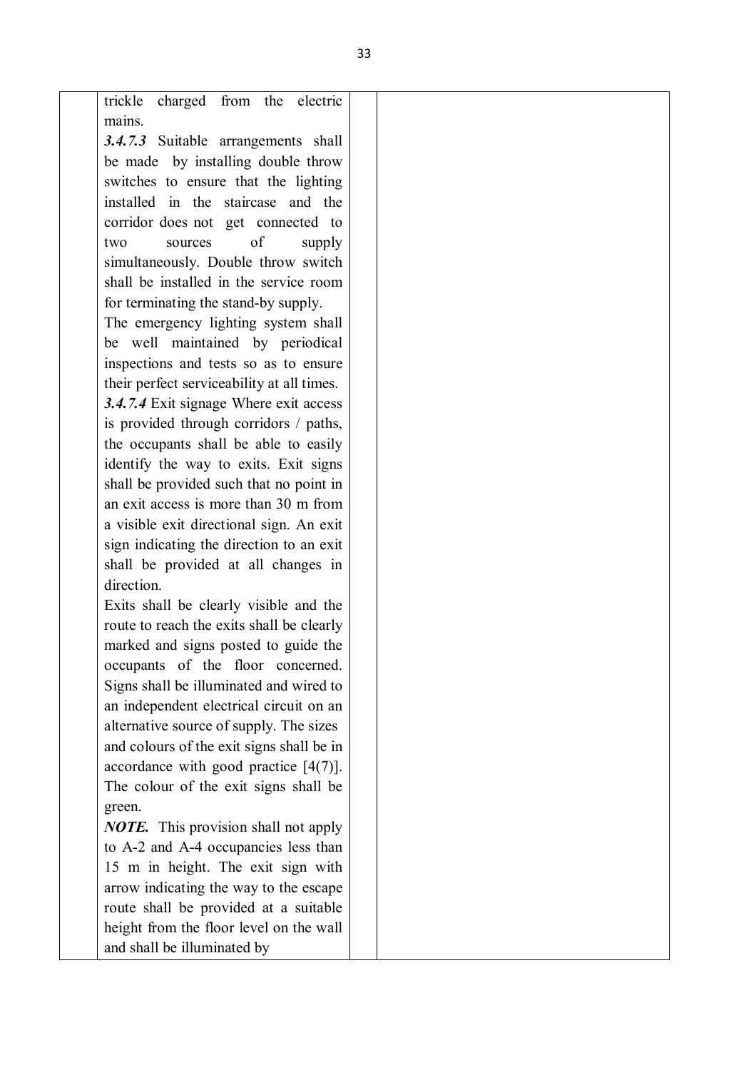| | | | |
|---|---|---|---|
| | trickle charged from the electric mains.<br>***3.4.7.3*** Suitable arrangements shall be made by installing double throw switches to ensure that the lighting installed in the staircase and the corridor does not get connected to two sources of supply simultaneously. Double throw switch shall be installed in the service room for terminating the stand-by supply.<br>The emergency lighting system shall be well maintained by periodical inspections and tests so as to ensure their perfect serviceability at all times.<br>***3.4.7.4*** Exit signage Where exit access is provided through corridors / paths, the occupants shall be able to easily identify the way to exits. Exit signs shall be provided such that no point in an exit access is more than 30 m from a visible exit directional sign. An exit sign indicating the direction to an exit shall be provided at all changes in direction.<br>Exits shall be clearly visible and the route to reach the exits shall be clearly marked and signs posted to guide the occupants of the floor concerned. Signs shall be illuminated and wired to an independent electrical circuit on an alternative source of supply. The sizes and colours of the exit signs shall be in accordance with good practice [4(7)]. The colour of the exit signs shall be green.<br>***NOTE.*** This provision shall not apply to A-2 and A-4 occupancies less than 15 m in height. The exit sign with arrow indicating the way to the escape route shall be provided at a suitable height from the floor level on the wall and shall be illuminated by | | |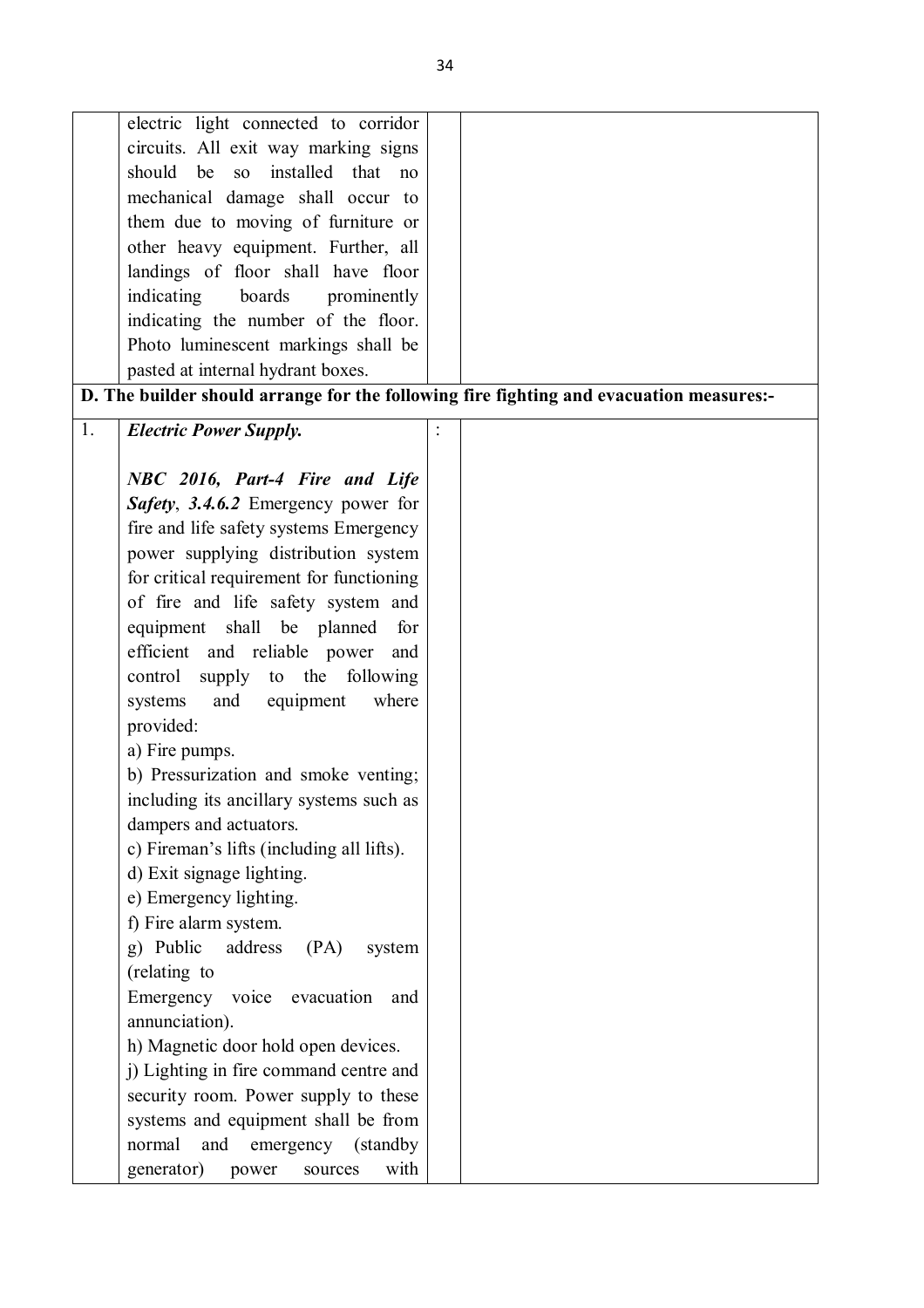| | | | |
|---|---|---|---|
| | electric light connected to corridor circuits. All exit way marking signs should be so installed that no mechanical damage shall occur to them due to moving of furniture or other heavy equipment. Further, all landings of floor shall have floor indicating boards prominently indicating the number of the floor. Photo luminescent markings shall be pasted at internal hydrant boxes. | | |
| **D. The builder should arrange for the following fire fighting and evacuation measures:-** | | | |
| 1. | ***Electric Power Supply.***<br><br>***NBC 2016, Part-4 Fire and Life Safety***, ***3.4.6.2*** Emergency power for fire and life safety systems Emergency power supplying distribution system for critical requirement for functioning of fire and life safety system and equipment shall be planned for efficient and reliable power and control supply to the following systems and equipment where provided:<br>a) Fire pumps.<br>b) Pressurization and smoke venting; including its ancillary systems such as dampers and actuators.<br>c) Fireman's lifts (including all lifts).<br>d) Exit signage lighting.<br>e) Emergency lighting.<br>f) Fire alarm system.<br>g) Public address (PA) system (relating to Emergency voice evacuation and annunciation).<br>h) Magnetic door hold open devices.<br>j) Lighting in fire command centre and security room. Power supply to these systems and equipment shall be from normal and emergency (standby generator) power sources with | : | |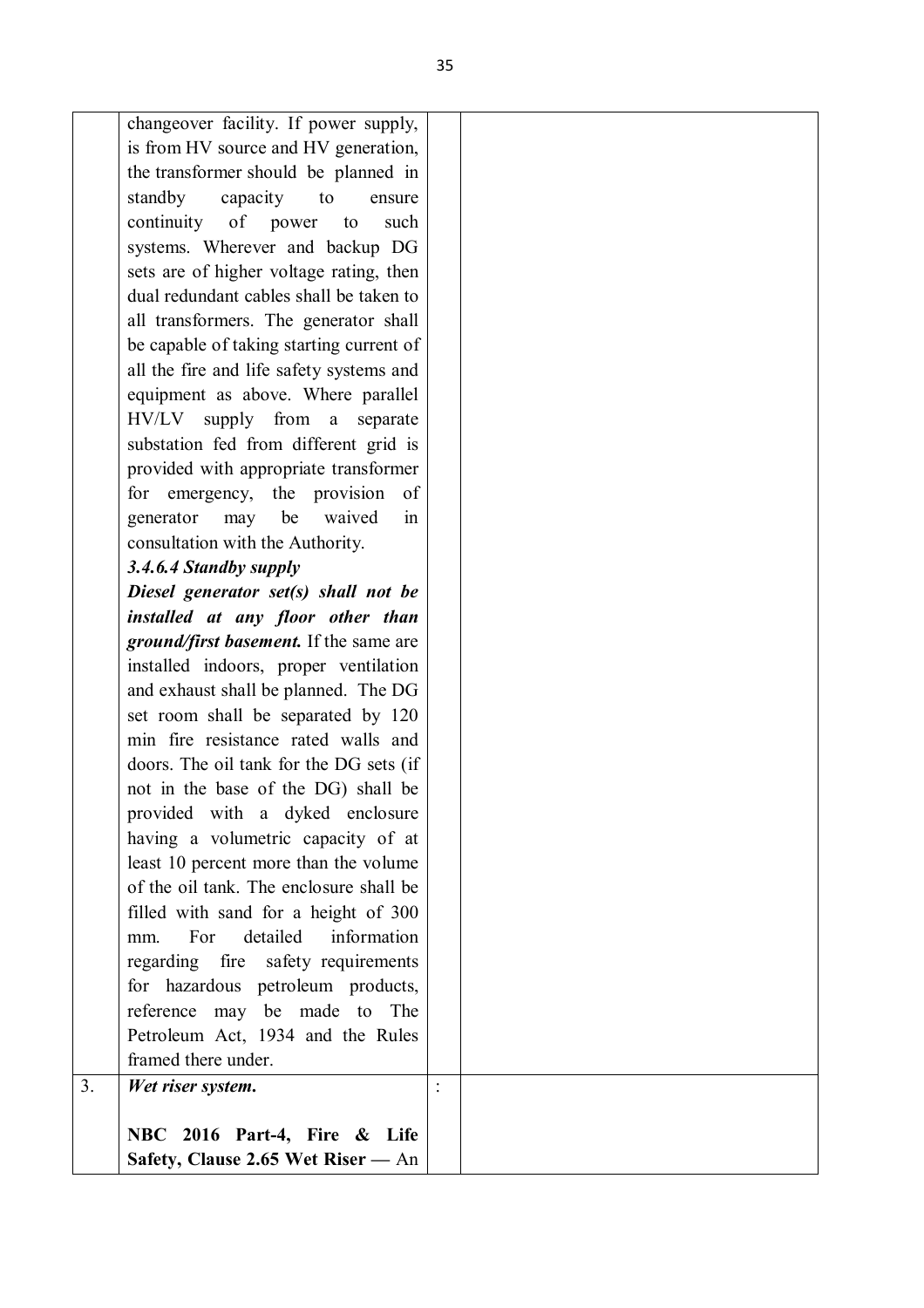|  |  |  |  |
|---|---|---|---|
|  | changeover facility. If power supply, is from HV source and HV generation, the transformer should be planned in standby capacity to ensure continuity of power to such systems. Wherever and backup DG sets are of higher voltage rating, then dual redundant cables shall be taken to all transformers. The generator shall be capable of taking starting current of all the fire and life safety systems and equipment as above. Where parallel HV/LV supply from a separate substation fed from different grid is provided with appropriate transformer for emergency, the provision of generator may be waived in consultation with the Authority.<br>***3.4.6.4 Standby supply***<br>***Diesel generator set(s) shall not be installed at any floor other than ground/first basement.*** If the same are installed indoors, proper ventilation and exhaust shall be planned. The DG set room shall be separated by 120 min fire resistance rated walls and doors. The oil tank for the DG sets (if not in the base of the DG) shall be provided with a dyked enclosure having a volumetric capacity of at least 10 percent more than the volume of the oil tank. The enclosure shall be filled with sand for a height of 300 mm. For detailed information regarding fire safety requirements for hazardous petroleum products, reference may be made to The Petroleum Act, 1934 and the Rules framed there under. |  |  |
| 3. | ***Wet riser system.***<br><br>**NBC 2016 Part-4, Fire & Life Safety, Clause 2.65 Wet Riser —** An | : |  |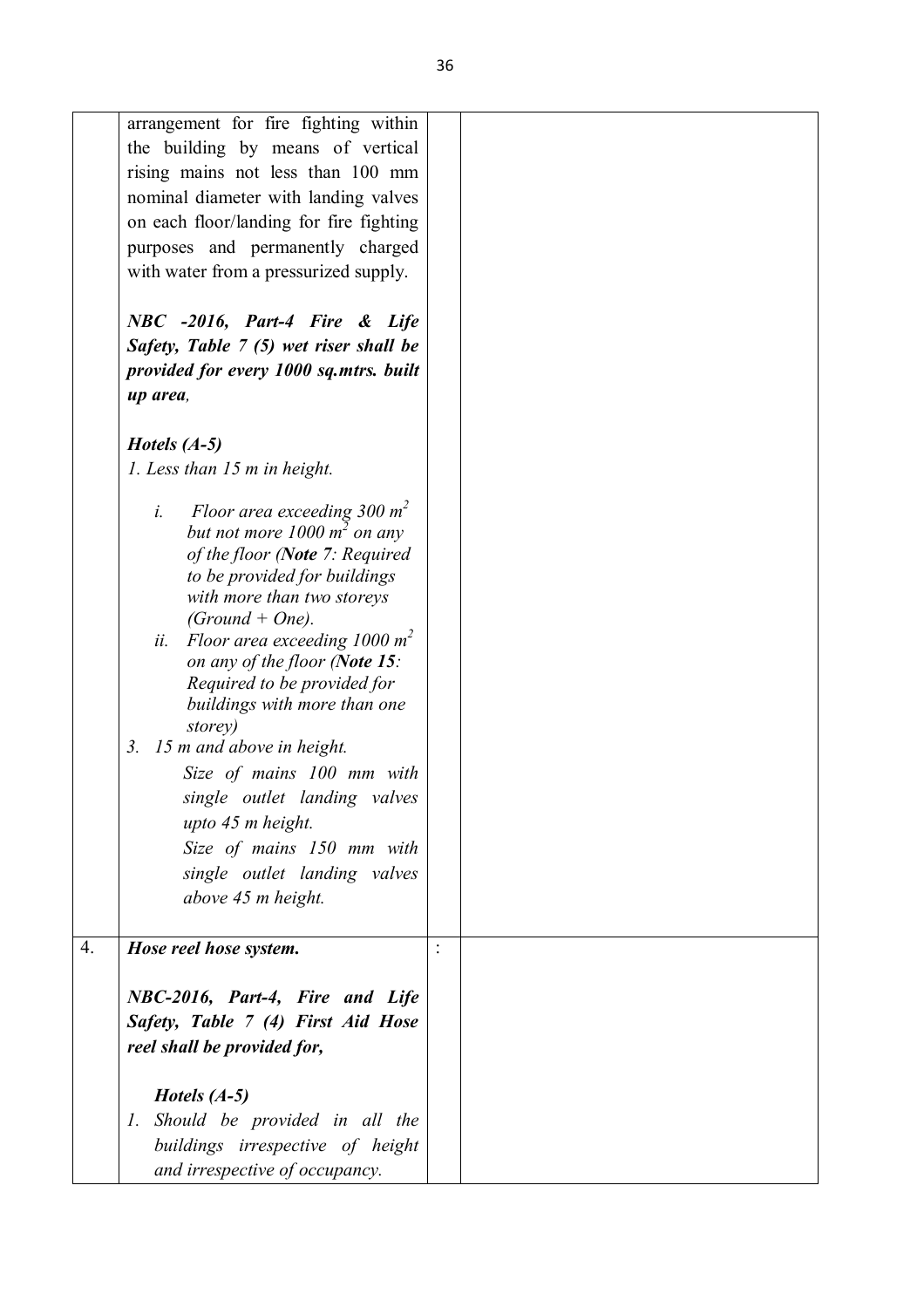| | | | |
|---|---|---|---|
| | arrangement for fire fighting within the building by means of vertical rising mains not less than 100 mm nominal diameter with landing valves on each floor/landing for fire fighting purposes and permanently charged with water from a pressurized supply.<br><br>***NBC -2016, Part-4 Fire & Life Safety, Table 7 (5) wet riser shall be provided for every 1000 sq.mtrs. built up area,***<br><br>***Hotels (A-5)***<br>*1. Less than 15 m in height.*<br><br>*i. Floor area exceeding 300 $m^2$ but not more 1000 $m^2$ on any of the floor (**Note** 7: Required to be provided for buildings with more than two storeys (Ground + One).*<br>*ii. Floor area exceeding 1000 $m^2$ on any of the floor (**Note 15**: Required to be provided for buildings with more than one storey)*<br>*3. 15 m and above in height.*<br>*Size of mains 100 mm with single outlet landing valves upto 45 m height.*<br>*Size of mains 150 mm with single outlet landing valves above 45 m height.* | | |
| 4. | ***Hose reel hose system.***<br><br>***NBC-2016, Part-4, Fire and Life Safety, Table 7 (4) First Aid Hose reel shall be provided for,***<br><br>***Hotels (A-5)***<br>*1. Should be provided in all the buildings irrespective of height and irrespective of occupancy.* | : | |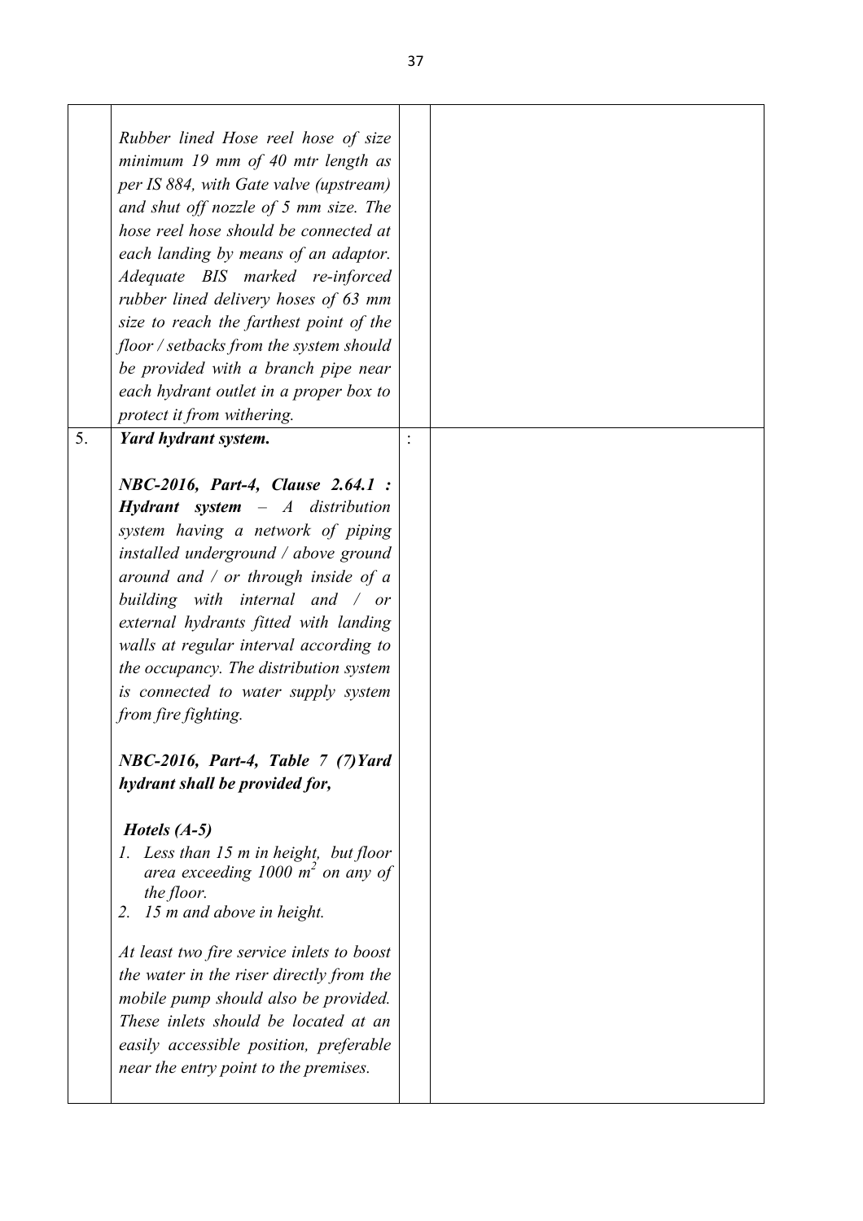| | | | |
|---|---|---|---|
| | *Rubber lined Hose reel hose of size minimum 19 mm of 40 mtr length as per IS 884, with Gate valve (upstream) and shut off nozzle of 5 mm size. The hose reel hose should be connected at each landing by means of an adaptor. Adequate BIS marked re-inforced rubber lined delivery hoses of 63 mm size to reach the farthest point of the floor / setbacks from the system should be provided with a branch pipe near each hydrant outlet in a proper box to protect it from withering.* | | |
| 5. | ***Yard hydrant system.***<br><br>***NBC-2016, Part-4, Clause 2.64.1 : Hydrant system** – A distribution system having a network of piping installed underground / above ground around and / or through inside of a building with internal and / or external hydrants fitted with landing walls at regular interval according to the occupancy. The distribution system is connected to water supply system from fire fighting.*<br><br>***NBC-2016, Part-4, Table 7 (7)Yard hydrant shall be provided for,***<br><br>***Hotels (A-5)***<br>*1. Less than 15 m in height, but floor area exceeding 1000 $m^2$ on any of the floor.*<br>*2. 15 m and above in height.*<br><br>*At least two fire service inlets to boost the water in the riser directly from the mobile pump should also be provided. These inlets should be located at an easily accessible position, preferable near the entry point to the premises.* | : | |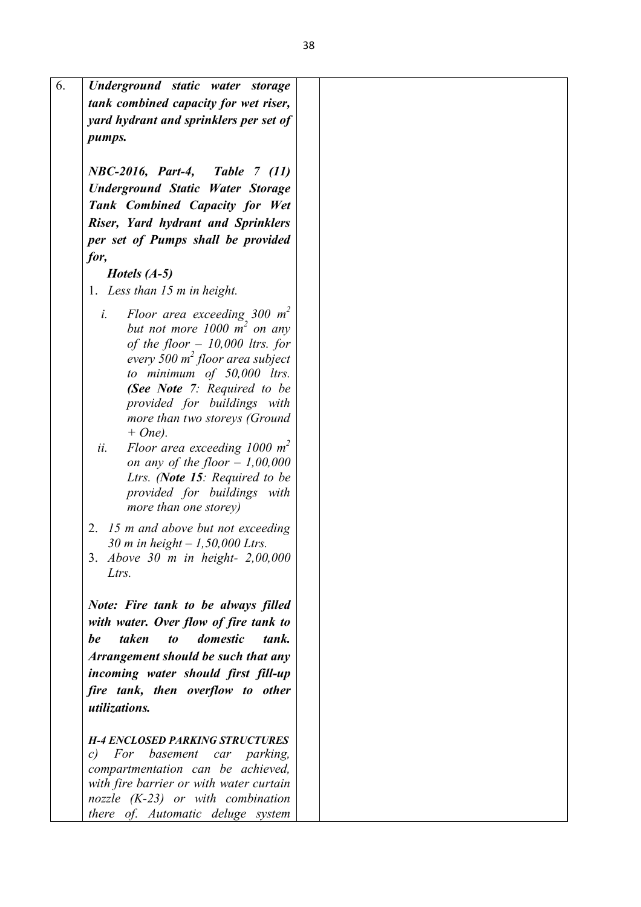| | | | |
|---|---|---|---|
| 6. | ***Underground static water storage tank combined capacity for wet riser, yard hydrant and sprinklers per set of pumps.***<br><br>***NBC-2016, Part-4, Table 7 (11) Underground Static Water Storage Tank Combined Capacity for Wet Riser, Yard hydrant and Sprinklers per set of Pumps shall be provided for,***<br>***Hotels (A-5)***<br>1. *Less than 15 m in height.*<br>i. *Floor area exceeding 300 $m^2$ but not more 1000 $m^2$ on any of the floor – 10,000 ltrs. for every 500 $m^2$ floor area subject to minimum of 50,000 ltrs. (**See Note 7**: Required to be provided for buildings with more than two storeys (Ground + One).*<br>ii. *Floor area exceeding 1000 $m^2$ on any of the floor – 1,00,000 Ltrs. (**Note 15**: Required to be provided for buildings with more than one storey)*<br>2. *15 m and above but not exceeding 30 m in height – 1,50,000 Ltrs.*<br>3. *Above 30 m in height- 2,00,000 Ltrs.*<br><br>***Note: Fire tank to be always filled with water. Over flow of fire tank to be taken to domestic tank. Arrangement should be such that any incoming water should first fill-up fire tank, then overflow to other utilizations.***<br><br>***H-4 ENCLOSED PARKING STRUCTURES***<br>*c) For basement car parking, compartmentation can be achieved, with fire barrier or with water curtain nozzle (K-23) or with combination there of. Automatic deluge system* | | |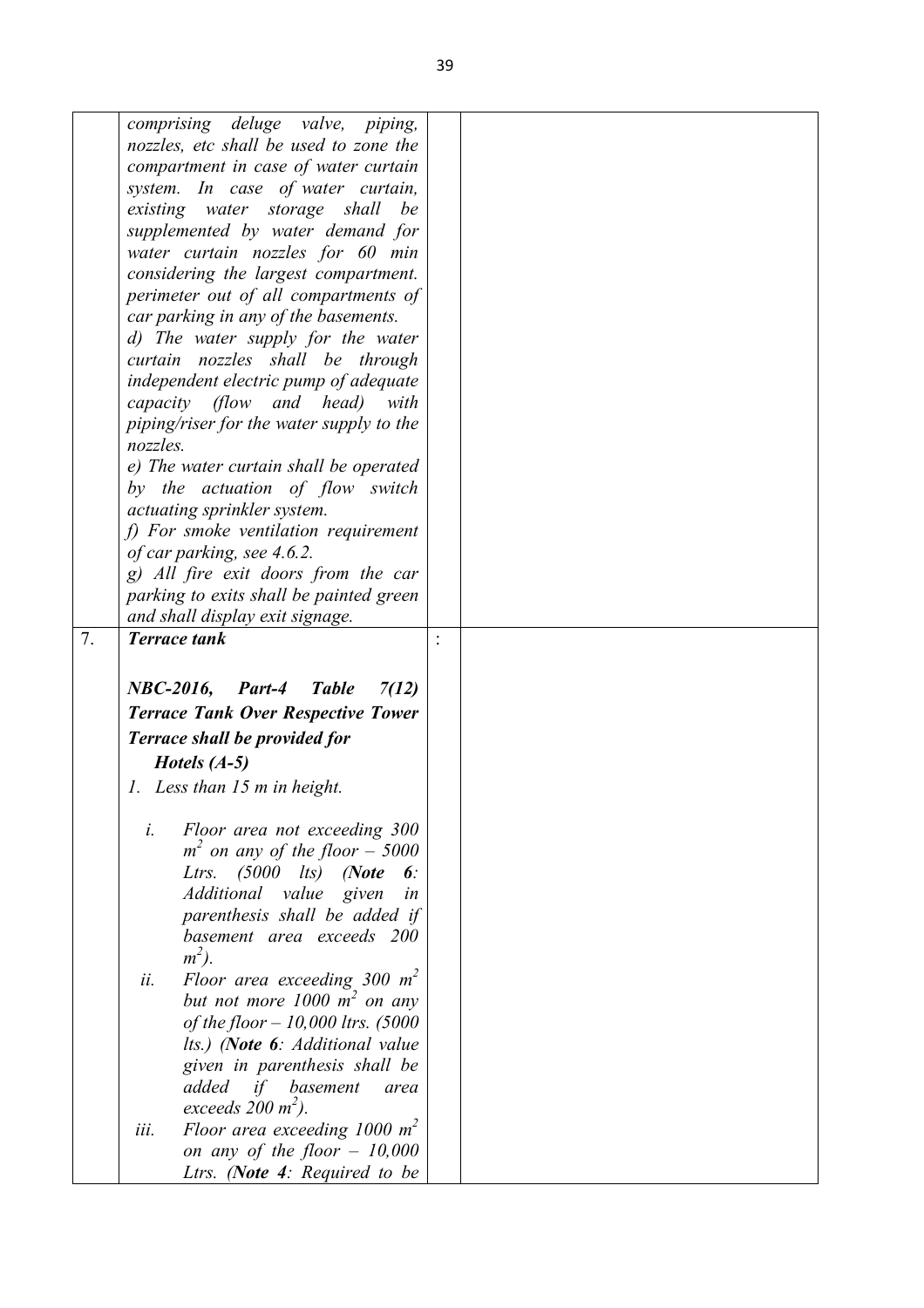|  |  |  |  |
|---|---|---|---|
|  | *comprising deluge valve, piping, nozzles, etc shall be used to zone the compartment in case of water curtain system. In case of water curtain, existing water storage shall be supplemented by water demand for water curtain nozzles for 60 min considering the largest compartment. perimeter out of all compartments of car parking in any of the basements.*<br>*d) The water supply for the water curtain nozzles shall be through independent electric pump of adequate capacity (flow and head) with piping/riser for the water supply to the nozzles.*<br>*e) The water curtain shall be operated by the actuation of flow switch actuating sprinkler system.*<br>*f) For smoke ventilation requirement of car parking, see 4.6.2.*<br>*g) All fire exit doors from the car parking to exits shall be painted green and shall display exit signage.* |  |  |
| 7. | ***Terrace tank***<br><br>***NBC-2016, Part-4 Table 7(12) Terrace Tank Over Respective Tower Terrace shall be provided for***<br>***Hotels (A-5)***<br>*1. Less than 15 m in height.*<br>*i. Floor area not exceeding 300 $m^2$ on any of the floor – 5000 Ltrs. (5000 lts) (**Note 6**: Additional value given in parenthesis shall be added if basement area exceeds 200 $m^2$).*<br>*ii. Floor area exceeding 300 $m^2$ but not more 1000 $m^2$ on any of the floor – 10,000 ltrs. (5000 lts.) (**Note 6**: Additional value given in parenthesis shall be added if basement area exceeds 200 $m^2$).*<br>*iii. Floor area exceeding 1000 $m^2$ on any of the floor – 10,000 Ltrs. (**Note 4**: Required to be* | : |  |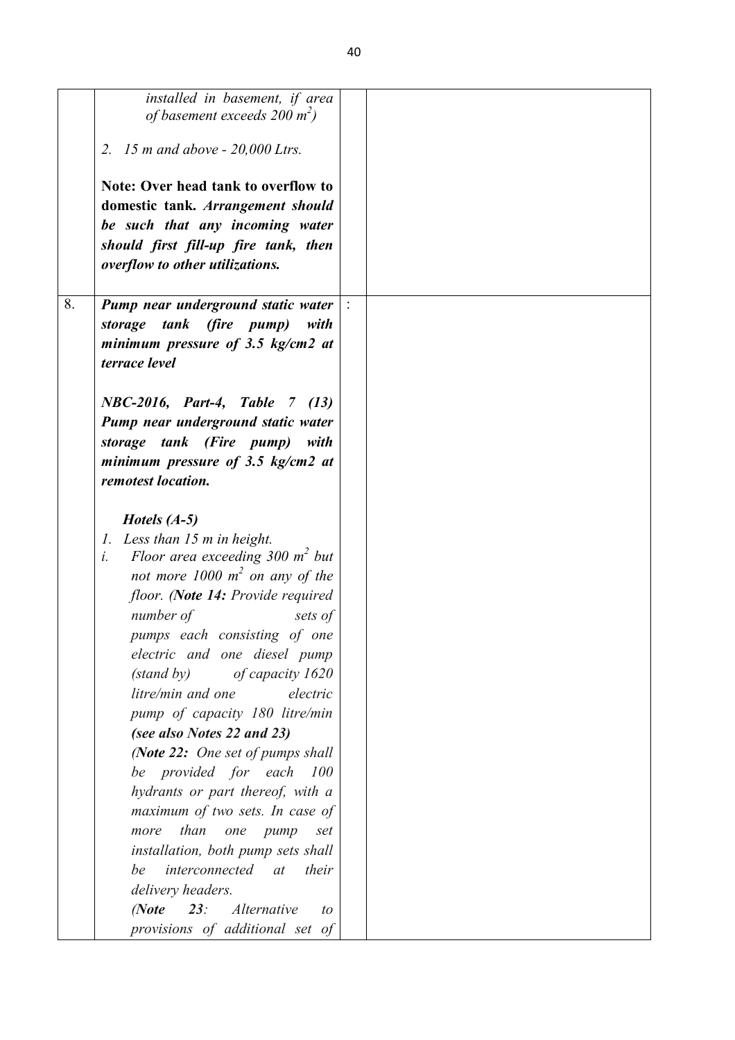|  |  |  |  |
|---|---|---|---|
|  | *installed in basement, if area of basement exceeds 200 $m^2$)*<br><br>*2. 15 m and above - 20,000 Ltrs.*<br><br>**Note: Over head tank to overflow to domestic tank.** ***Arrangement should be such that any incoming water should first fill-up fire tank, then overflow to other utilizations.*** |  |  |
| 8. | ***Pump near underground static water storage tank (fire pump) with minimum pressure of 3.5 kg/cm2 at terrace level***<br><br>***NBC-2016, Part-4, Table 7 (13) Pump near underground static water storage tank (Fire pump) with minimum pressure of 3.5 kg/cm2 at remotest location.***<br><br>***Hotels (A-5)***<br>*1. Less than 15 m in height.*<br>*i. Floor area exceeding 300 $m^2$ but not more 1000 $m^2$ on any of the floor. (**Note 14:** Provide required number of sets of pumps each consisting of one electric and one diesel pump (stand by) of capacity 1620 litre/min and one electric pump of capacity 180 litre/min* ***(see also Notes 22 and 23)***<br>*(**Note 22:** One set of pumps shall be provided for each 100 hydrants or part thereof, with a maximum of two sets. In case of more than one pump set installation, both pump sets shall be interconnected at their delivery headers.*<br>*(**Note 23**: Alternative to provisions of additional set of* | : |  |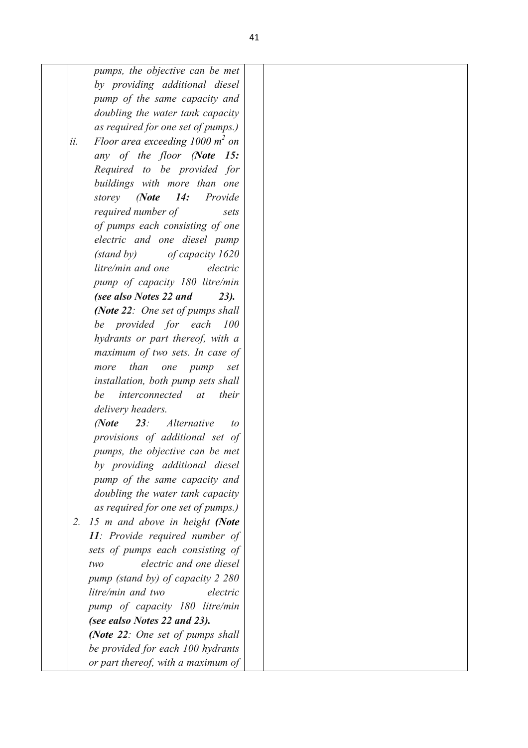| | | | |
|---|---|---|---|
| | *pumps, the objective can be met by providing additional diesel pump of the same capacity and doubling the water tank capacity as required for one set of pumps.)*<br>ii. *Floor area exceeding 1000 m$^2$ on any of the floor (**Note 15:** Required to be provided for buildings with more than one storey (**Note 14:** Provide required number of sets of pumps each consisting of one electric and one diesel pump (stand by) of capacity 1620 litre/min and one electric pump of capacity 180 litre/min **(see also Notes 22 and 23).*** <br>***(Note 22**: One set of pumps shall be provided for each 100 hydrants or part thereof, with a maximum of two sets. In case of more than one pump set installation, both pump sets shall be interconnected at their delivery headers.*<br>*(**Note 23**: Alternative to provisions of additional set of pumps, the objective can be met by providing additional diesel pump of the same capacity and doubling the water tank capacity as required for one set of pumps.)*<br>2. *15 m and above in height **(Note 11**: Provide required number of sets of pumps each consisting of two electric and one diesel pump (stand by) of capacity 2 280 litre/min and two electric pump of capacity 180 litre/min **(see ealso Notes 22 and 23).*** <br>***(Note 22**: One set of pumps shall be provided for each 100 hydrants or part thereof, with a maximum of* | | |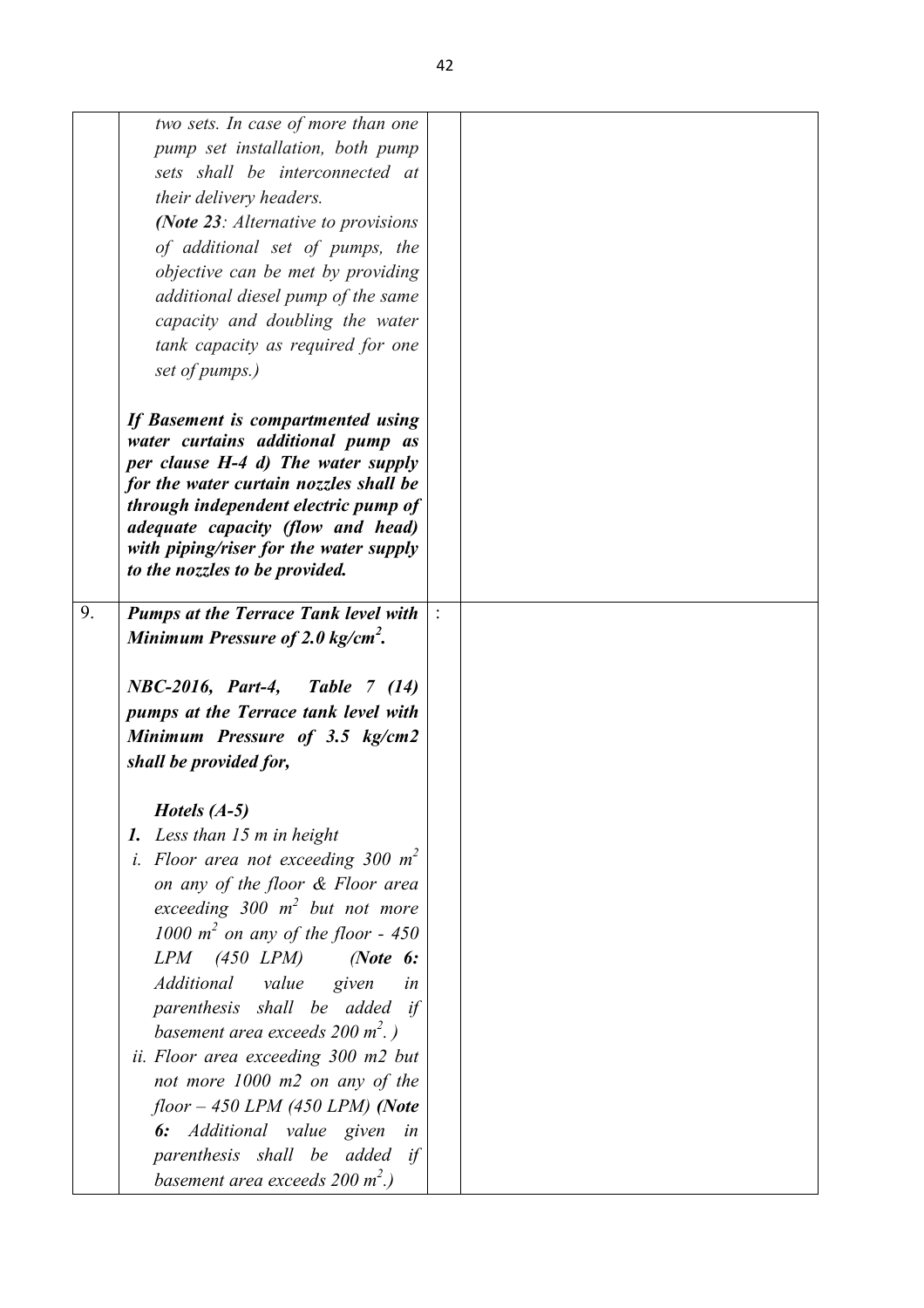|  |  |  |  |
|---|---|---|---|
|  | *two sets. In case of more than one pump set installation, both pump sets shall be interconnected at their delivery headers.*<br><br>***(Note 23**: Alternative to provisions of additional set of pumps, the objective can be met by providing additional diesel pump of the same capacity and doubling the water tank capacity as required for one set of pumps.)*<br><br>***If Basement is compartmented using water curtains additional pump as per clause H-4 d) The water supply for the water curtain nozzles shall be through independent electric pump of adequate capacity (flow and head) with piping/riser for the water supply to the nozzles to be provided.*** |  |  |
| 9. | ***Pumps at the Terrace Tank level with Minimum Pressure of 2.0 kg/cm²***.<br><br>***NBC-2016, Part-4, Table 7 (14) pumps at the Terrace tank level with Minimum Pressure of 3.5 kg/cm2 shall be provided for,***<br><br>***Hotels (A-5)***<br>***1.** Less than 15 m in height*<br>*i. Floor area not exceeding 300 m² on any of the floor & Floor area exceeding 300 m² but not more 1000 m² on any of the floor - 450 LPM (450 LPM)* ***(Note 6:** Additional value given in parenthesis shall be added if basement area exceeds 200 m². )*<br>*ii. Floor area exceeding 300 m2 but not more 1000 m2 on any of the floor – 450 LPM (450 LPM)* ***(Note 6:** Additional value given in parenthesis shall be added if basement area exceeds 200 m².)* | : |  |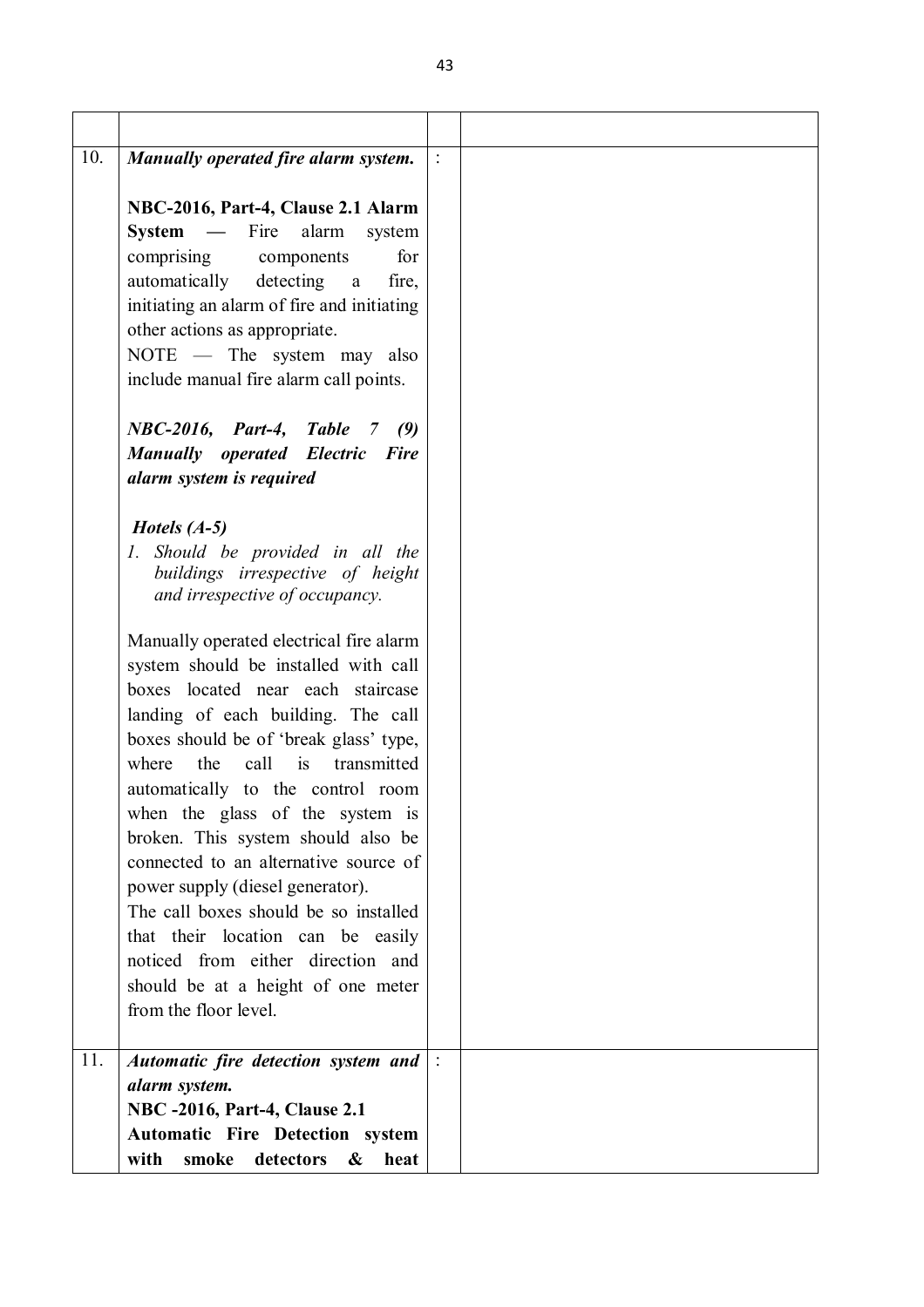| | | | |
|---|---|---|---|
| 10. | ***Manually operated fire alarm system.***<br><br>**NBC-2016, Part-4, Clause 2.1 Alarm System —** Fire alarm system comprising components for automatically detecting a fire, initiating an alarm of fire and initiating other actions as appropriate.<br>NOTE — The system may also include manual fire alarm call points.<br><br>***NBC-2016, Part-4, Table 7 (9) Manually operated Electric Fire alarm system is required***<br><br>***Hotels (A-5)***<br>*1. Should be provided in all the buildings irrespective of height and irrespective of occupancy.*<br><br>Manually operated electrical fire alarm system should be installed with call boxes located near each staircase landing of each building. The call boxes should be of 'break glass' type, where the call is transmitted automatically to the control room when the glass of the system is broken. This system should also be connected to an alternative source of power supply (diesel generator).<br>The call boxes should be so installed that their location can be easily noticed from either direction and should be at a height of one meter from the floor level. | : | |
| 11. | ***Automatic fire detection system and alarm system.***<br>**NBC -2016, Part-4, Clause 2.1 Automatic Fire Detection system with smoke detectors & heat** | : | |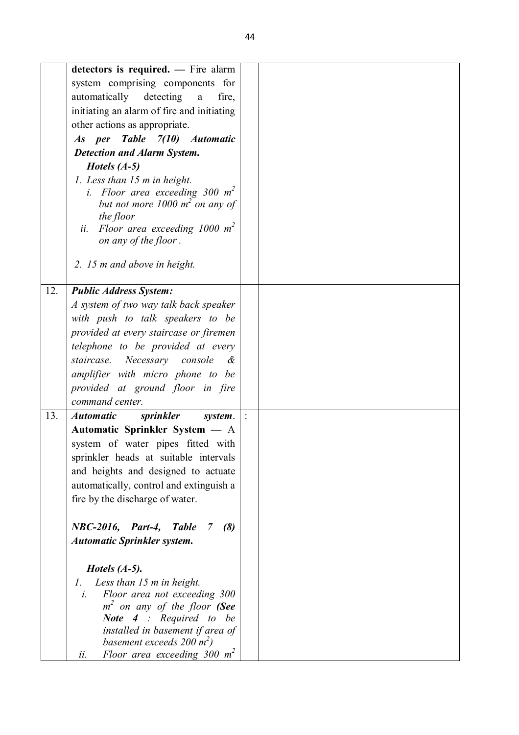| | | | |
|---|---|---|---|
| | **detectors is required.** — Fire alarm system comprising components for automatically detecting a fire, initiating an alarm of fire and initiating other actions as appropriate.<br>***As per Table 7(10) Automatic Detection and Alarm System.***<br>***Hotels (A-5)***<br>*1. Less than 15 m in height.*<br>*i. Floor area exceeding 300 $m^2$ but not more 1000 $m^2$ on any of the floor*<br>*ii. Floor area exceeding 1000 $m^2$ on any of the floor .*<br>*2. 15 m and above in height.* | | |
| 12. | ***Public Address System:***<br>*A system of two way talk back speaker with push to talk speakers to be provided at every staircase or firemen telephone to be provided at every staircase. Necessary console & amplifier with micro phone to be provided at ground floor in fire command center.* | | |
| 13. | ***Automatic sprinkler system.***<br>**Automatic Sprinkler System** — A system of water pipes fitted with sprinkler heads at suitable intervals and heights and designed to actuate automatically, control and extinguish a fire by the discharge of water.<br>***NBC-2016, Part-4, Table 7 (8) Automatic Sprinkler system.***<br>***Hotels (A-5).***<br>*1. Less than 15 m in height.*<br>*i. Floor area not exceeding 300 $m^2$ on any of the floor **(See Note 4** : Required to be installed in basement if area of basement exceeds 200 $m^2$)*<br>*ii. Floor area exceeding 300 $m^2$* | : | |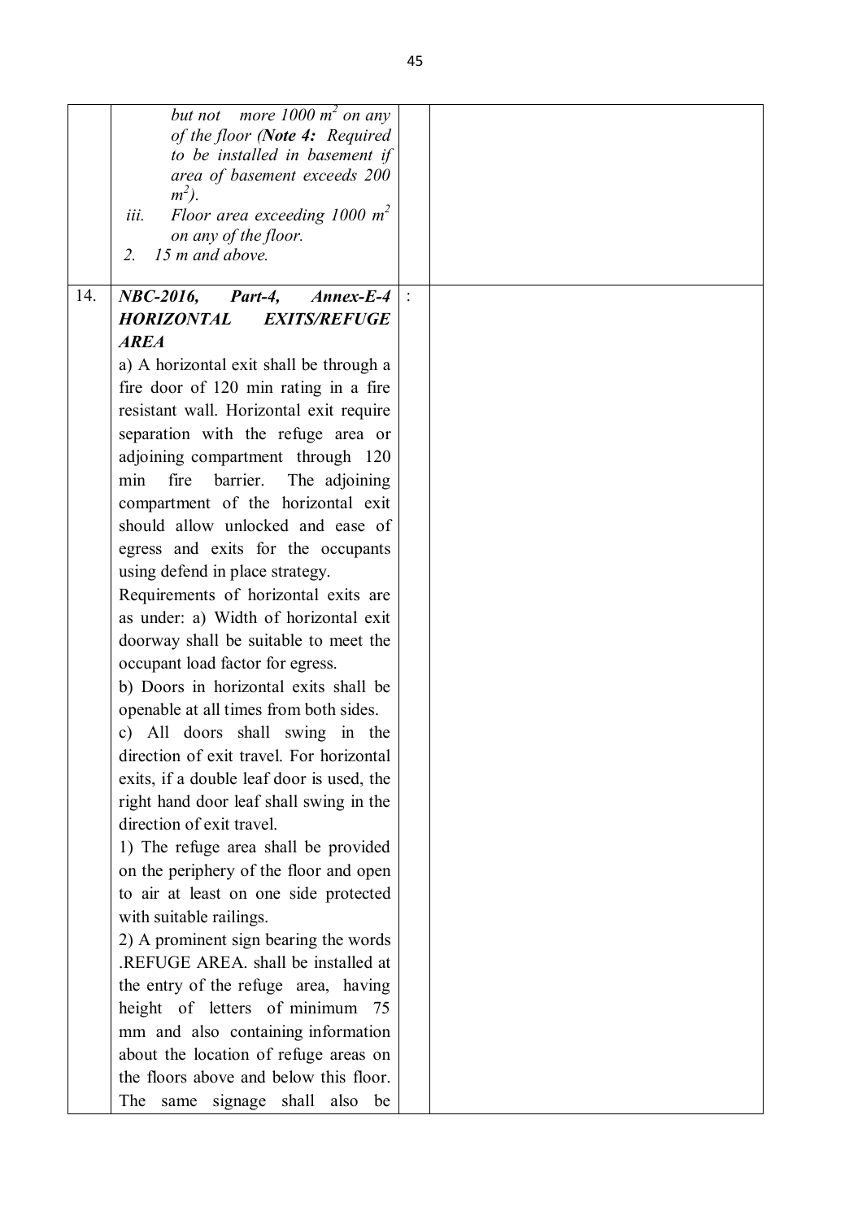| | | | |
|---|---|---|---|
| | *but not more 1000 $m^2$ on any of the floor (**Note 4:** Required to be installed in basement if area of basement exceeds 200 $m^2$).*<br>*iii. Floor area exceeding 1000 $m^2$ on any of the floor.*<br>*2. 15 m and above.* | | |
| 14. | ***NBC-2016, Part-4, Annex-E-4 HORIZONTAL EXITS/REFUGE AREA***<br>a) A horizontal exit shall be through a fire door of 120 min rating in a fire resistant wall. Horizontal exit require separation with the refuge area or adjoining compartment through 120 min fire barrier. The adjoining compartment of the horizontal exit should allow unlocked and ease of egress and exits for the occupants using defend in place strategy.<br>Requirements of horizontal exits are as under: a) Width of horizontal exit doorway shall be suitable to meet the occupant load factor for egress.<br>b) Doors in horizontal exits shall be openable at all times from both sides.<br>c) All doors shall swing in the direction of exit travel. For horizontal exits, if a double leaf door is used, the right hand door leaf shall swing in the direction of exit travel.<br>1) The refuge area shall be provided on the periphery of the floor and open to air at least on one side protected with suitable railings.<br>2) A prominent sign bearing the words .REFUGE AREA. shall be installed at the entry of the refuge area, having height of letters of minimum 75 mm and also containing information about the location of refuge areas on the floors above and below this floor. The same signage shall also be | : | |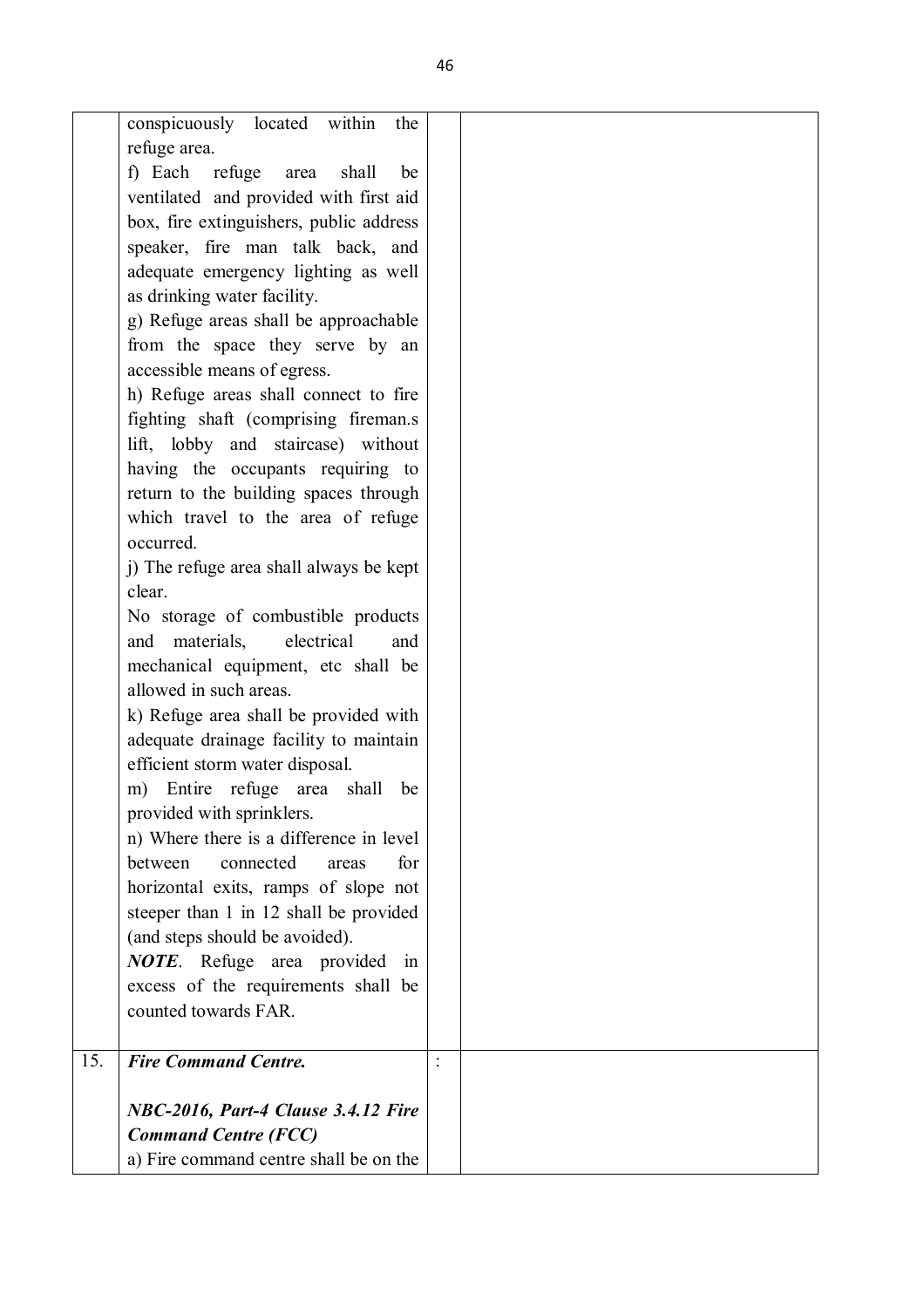| | | | |
|---|---|---|---|
| | conspicuously located within the refuge area.<br>f) Each refuge area shall be ventilated and provided with first aid box, fire extinguishers, public address speaker, fire man talk back, and adequate emergency lighting as well as drinking water facility.<br>g) Refuge areas shall be approachable from the space they serve by an accessible means of egress.<br>h) Refuge areas shall connect to fire fighting shaft (comprising fireman.s lift, lobby and staircase) without having the occupants requiring to return to the building spaces through which travel to the area of refuge occurred.<br>j) The refuge area shall always be kept clear.<br>No storage of combustible products and materials, electrical and mechanical equipment, etc shall be allowed in such areas.<br>k) Refuge area shall be provided with adequate drainage facility to maintain efficient storm water disposal.<br>m) Entire refuge area shall be provided with sprinklers.<br>n) Where there is a difference in level between connected areas for horizontal exits, ramps of slope not steeper than 1 in 12 shall be provided (and steps should be avoided).<br>***NOTE***. Refuge area provided in excess of the requirements shall be counted towards FAR. | | |
| 15. | ***Fire Command Centre.***<br><br>***NBC-2016, Part-4 Clause 3.4.12 Fire Command Centre (FCC)***<br>a) Fire command centre shall be on the | : | |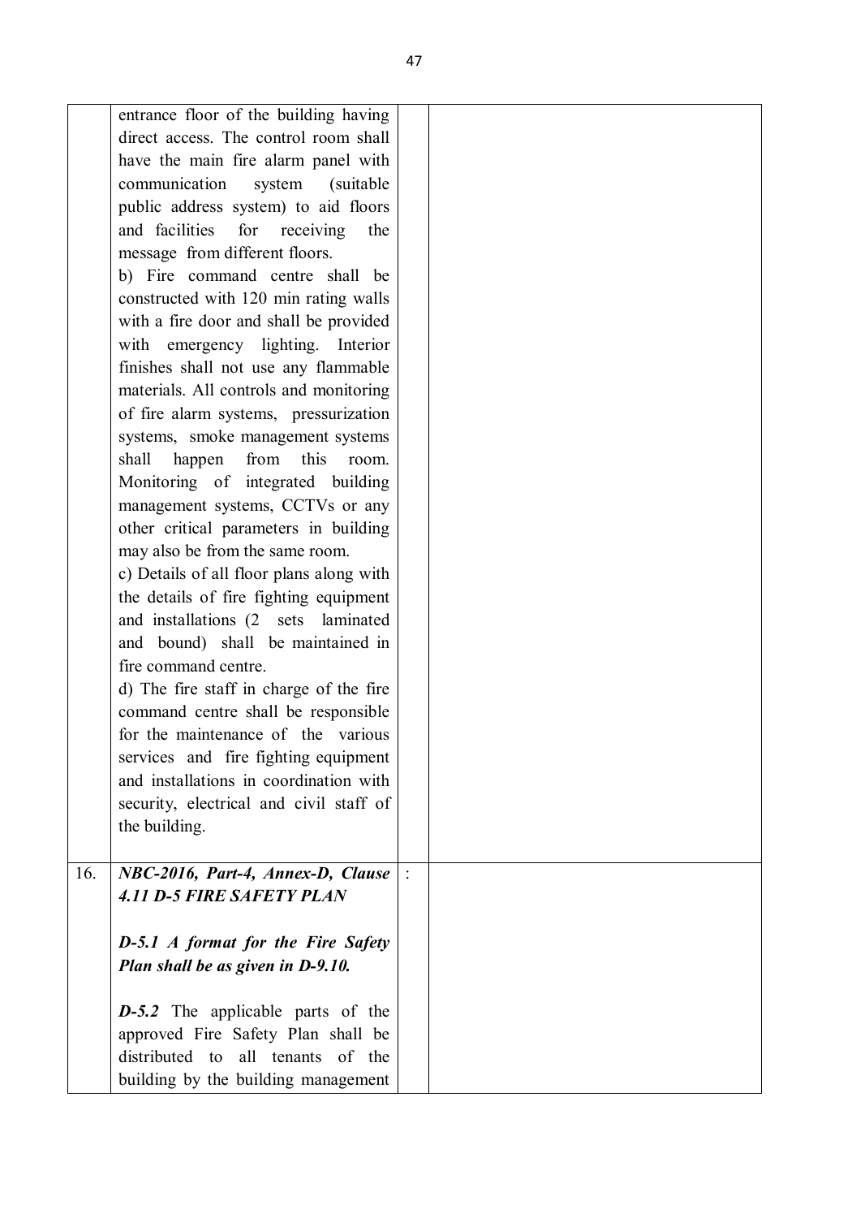| | | | |
|---|---|---|---|
| | entrance floor of the building having direct access. The control room shall have the main fire alarm panel with communication system (suitable public address system) to aid floors and facilities for receiving the message from different floors.<br>b) Fire command centre shall be constructed with 120 min rating walls with a fire door and shall be provided with emergency lighting. Interior finishes shall not use any flammable materials. All controls and monitoring of fire alarm systems, pressurization systems, smoke management systems shall happen from this room. Monitoring of integrated building management systems, CCTVs or any other critical parameters in building may also be from the same room.<br>c) Details of all floor plans along with the details of fire fighting equipment and installations (2 sets laminated and bound) shall be maintained in fire command centre.<br>d) The fire staff in charge of the fire command centre shall be responsible for the maintenance of the various services and fire fighting equipment and installations in coordination with security, electrical and civil staff of the building. | | |
| 16. | ***NBC-2016, Part-4, Annex-D, Clause 4.11 D-5 FIRE SAFETY PLAN***<br><br>***D-5.1 A format for the Fire Safety Plan shall be as given in D-9.10.***<br><br>***D-5.2*** The applicable parts of the approved Fire Safety Plan shall be distributed to all tenants of the building by the building management | : | |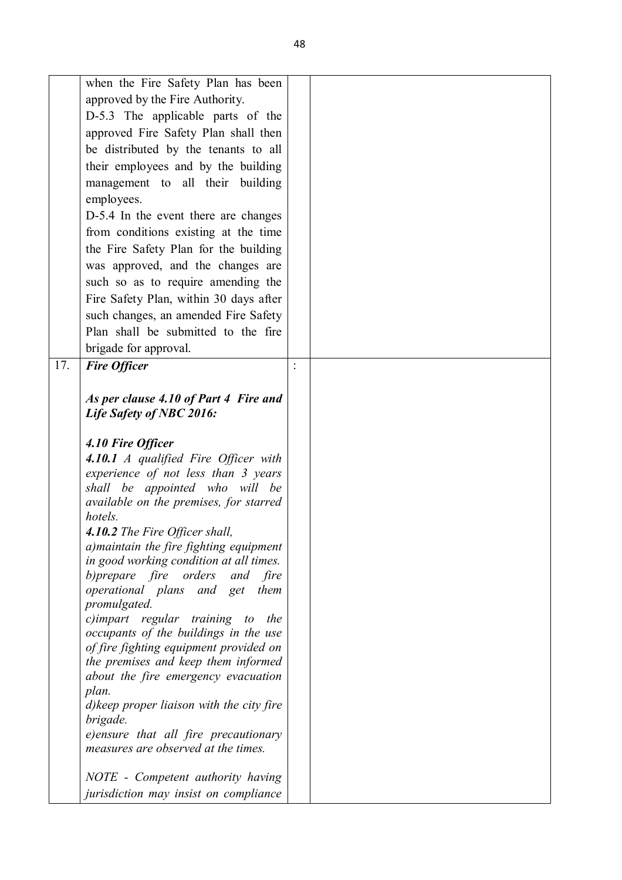|  |  |  |  |
|---|---|---|---|
|  | when the Fire Safety Plan has been approved by the Fire Authority.<br>D-5.3 The applicable parts of the approved Fire Safety Plan shall then be distributed by the tenants to all their employees and by the building management to all their building employees.<br>D-5.4 In the event there are changes from conditions existing at the time the Fire Safety Plan for the building was approved, and the changes are such so as to require amending the Fire Safety Plan, within 30 days after such changes, an amended Fire Safety Plan shall be submitted to the fire brigade for approval. |  |  |
| 17. | ***Fire Officer***<br><br>***As per clause 4.10 of Part 4 Fire and Life Safety of NBC 2016:***<br><br>***4.10 Fire Officer***<br>***4.10.1*** *A qualified Fire Officer with experience of not less than 3 years shall be appointed who will be available on the premises, for starred hotels.*<br>***4.10.2*** *The Fire Officer shall,*<br>*a)maintain the fire fighting equipment in good working condition at all times.*<br>*b)prepare fire orders and fire operational plans and get them promulgated.*<br>*c)impart regular training to the occupants of the buildings in the use of fire fighting equipment provided on the premises and keep them informed about the fire emergency evacuation plan.*<br>*d)keep proper liaison with the city fire brigade.*<br>*e)ensure that all fire precautionary measures are observed at the times.*<br><br>*NOTE - Competent authority having jurisdiction may insist on compliance* | : |  |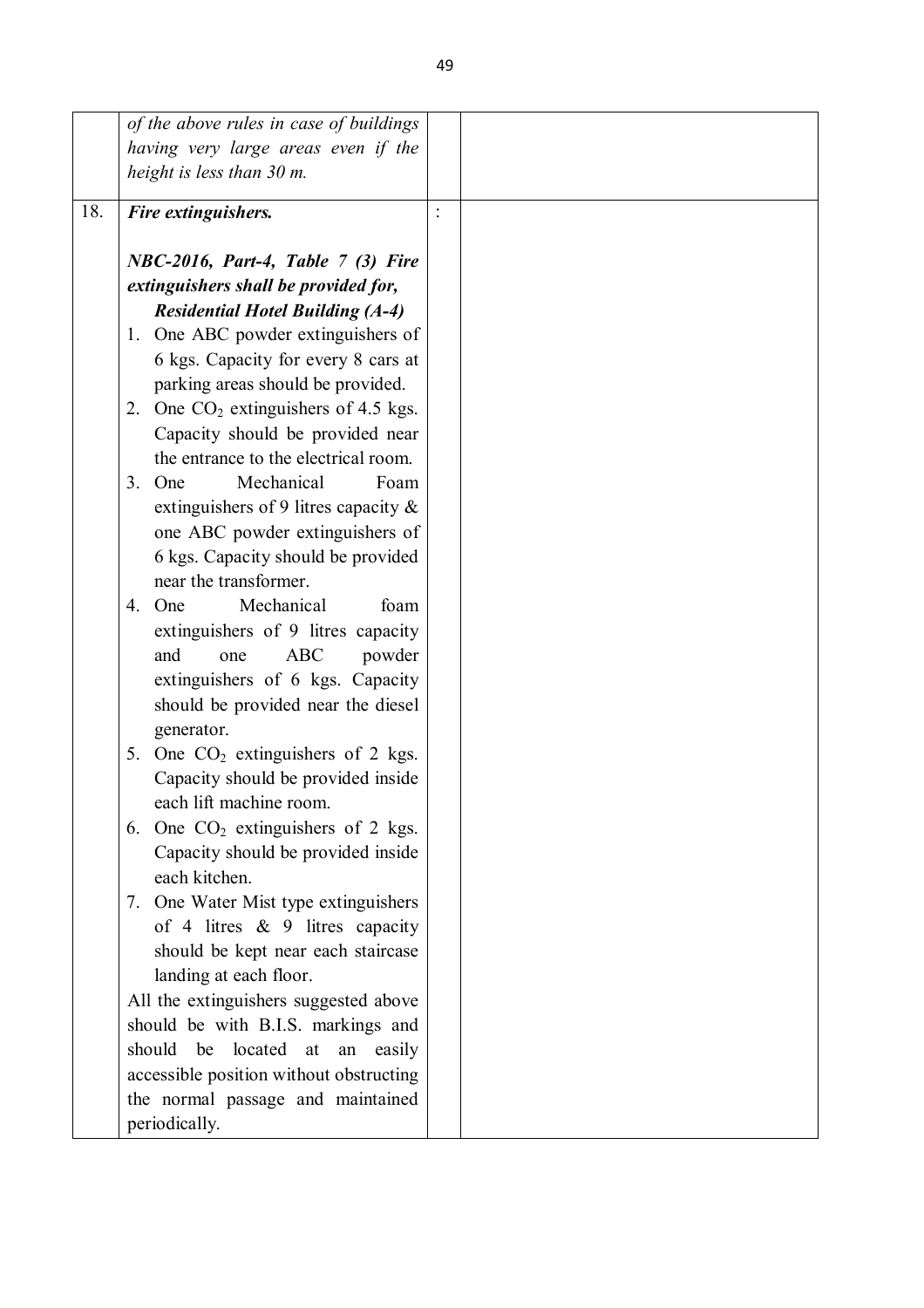| | | | |
|---|---|---|---|
| | *of the above rules in case of buildings having very large areas even if the height is less than 30 m.* | | |
| 18. | ***Fire extinguishers.*** <br><br> ***NBC-2016, Part-4, Table 7 (3) Fire extinguishers shall be provided for,*** <br> ***Residential Hotel Building (A-4)*** <br> 1. One ABC powder extinguishers of 6 kgs. Capacity for every 8 cars at parking areas should be provided. <br> 2. One $CO_2$ extinguishers of 4.5 kgs. Capacity should be provided near the entrance to the electrical room. <br> 3. One Mechanical Foam extinguishers of 9 litres capacity & one ABC powder extinguishers of 6 kgs. Capacity should be provided near the transformer. <br> 4. One Mechanical foam extinguishers of 9 litres capacity and one ABC powder extinguishers of 6 kgs. Capacity should be provided near the diesel generator. <br> 5. One $CO_2$ extinguishers of 2 kgs. Capacity should be provided inside each lift machine room. <br> 6. One $CO_2$ extinguishers of 2 kgs. Capacity should be provided inside each kitchen. <br> 7. One Water Mist type extinguishers of 4 litres & 9 litres capacity should be kept near each staircase landing at each floor. <br> All the extinguishers suggested above should be with B.I.S. markings and should be located at an easily accessible position without obstructing the normal passage and maintained periodically. | : | |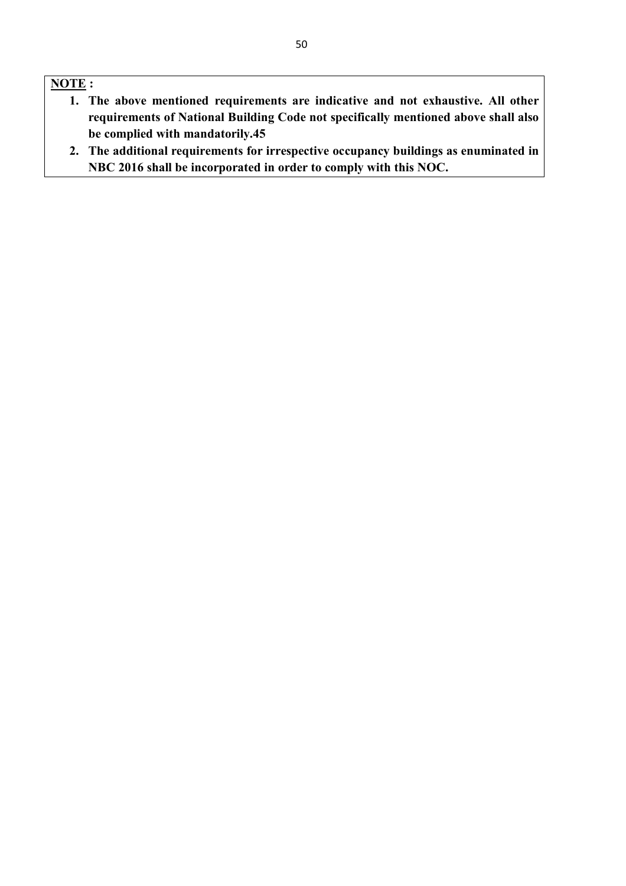**<u>NOTE</u> :**

1. **The above mentioned requirements are indicative and not exhaustive. All other requirements of National Building Code not specifically mentioned above shall also be complied with mandatorily.45**
2. **The additional requirements for irrespective occupancy buildings as enuminated in NBC 2016 shall be incorporated in order to comply with this NOC.**